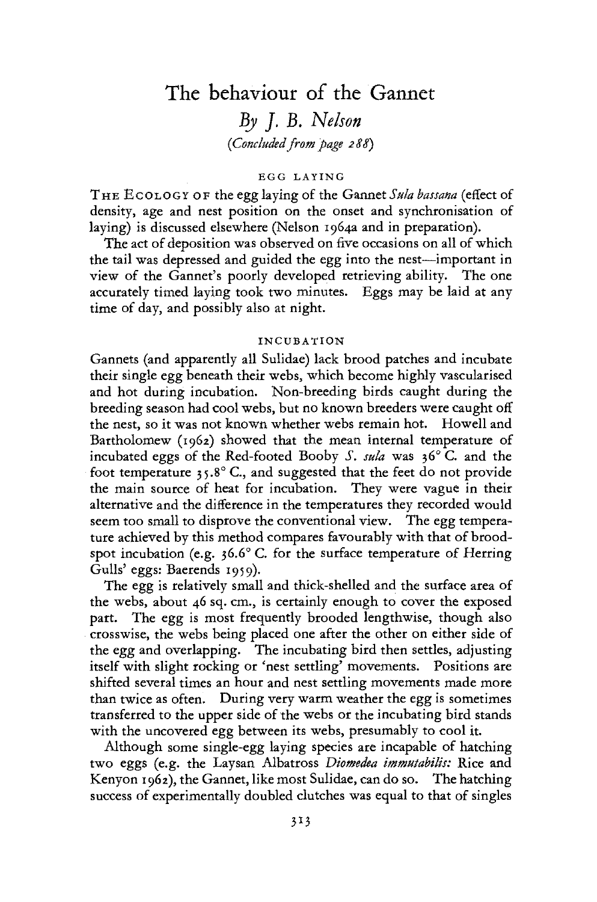# The behaviour of the Gannet

*By J. B. Nelson*

*(Concluded from page 288)*

## EGG LAYING

THE ECOLOGY OF the egg laying of the Gannet *Sula bassana* (effect of density, age and nest position on the onset and synchronisation of laying) is discussed elsewhere (Nelson 1964a and in preparation).

The act of deposition was observed on five occasions on all of which the tail was depressed and guided the egg into the nest—important in view of the Gannet's poorly developed retrieving ability. The one accurately timed laying took two minutes. Eggs may be laid at any time of day, and possibly also at night.

## INCUBATION

Gannets (and apparently all Sulidae) lack brood patches and incubate their single egg beneath their webs, which become highly vascularised and hot during incubation. Non-breeding birds caught during the breeding season had cool webs, but no known breeders were caught off the nest, so it was not known whether webs remain hot. Howell and Bartholomew (1962) showed that the mean internal temperature of incubated eggs of the Red-footed Booby *S. sula* was 36° C. and the foot temperature 35.8° C., and suggested that the feet do not provide the main source of heat for incubation. They were vague in their alternative and the difference in the temperatures they recorded would seem too small to disprove the conventional view. The egg temperature achieved by this method compares favourably with that of brood-spot incubation (e.g. 36.6° C. for the surface temperature of Herring Gulls' eggs: Baerends 1959).

The egg is relatively small and thick-shelled and the surface area of the webs, about 46 sq. cm., is certainly enough to cover the exposed part. The egg is most frequently brooded lengthwise, though also crosswise, the webs being placed one after the other on either side of the egg and overlapping. The incubating bird then settles, adjusting itself with slight rocking or 'nest settling' movements. Positions are shifted several times an hour and nest settling movements made more than twice as often. During very warm weather the egg is sometimes transferred to the upper side of the webs or the incubating bird stands with the uncovered egg between its webs, presumably to cool it.

Although some single-egg laying species are incapable of hatching two eggs (e.g. the Laysan Albatross *Diomedea immutabilis:* Rice and Kenyon 1962), the Gannet, like most Sulidae, can do so. The hatching success of experimentally doubled clutches was equal to that of singles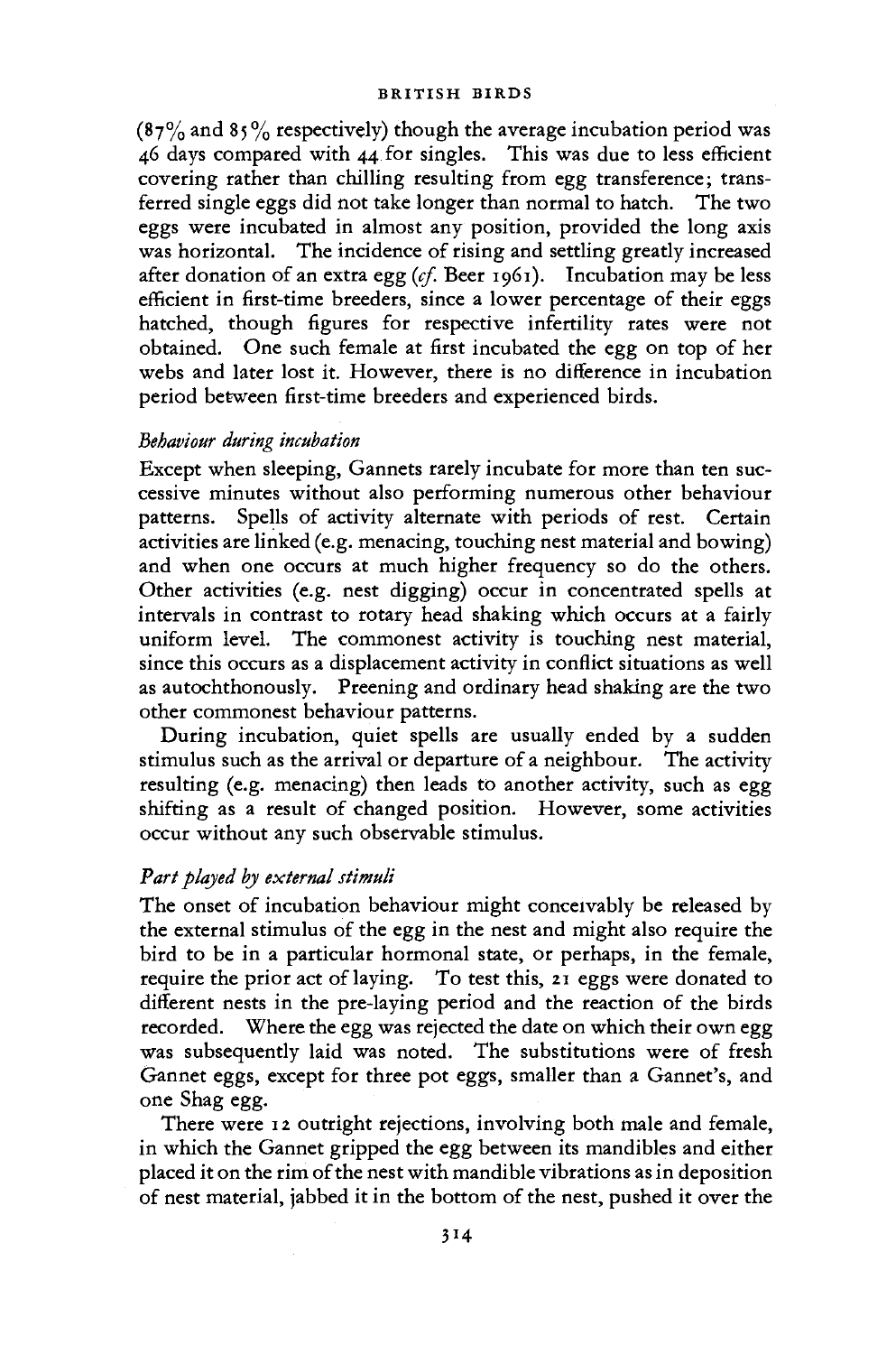(87% and 85% respectively) though the average incubation period was 46 days compared with 44 for singles. This was due to less efficient covering rather than chilling resulting from egg transference; transferred single eggs did not take longer than normal to hatch. The two eggs were incubated in almost any position, provided the long axis was horizontal. The incidence of rising and settling greatly increased after donation of an extra egg (*cf.* Beer 1961). Incubation may be less efficient in first-time breeders, since a lower percentage of their eggs hatched, though figures for respective infertility rates were not obtained. One such female at first incubated the egg on top of her webs and later lost it. However, there is no difference in incubation period between first-time breeders and experienced birds.

### *Behaviour during incubation*

Except when sleeping, Gannets rarely incubate for more than ten successive minutes without also performing numerous other behaviour patterns. Spells of activity alternate with periods of rest. Certain activities are linked (e.g. menacing, touching nest material and bowing) and when one occurs at much higher frequency so do the others. Other activities (e.g. nest digging) occur in concentrated spells at intervals in contrast to rotary head shaking which occurs at a fairly uniform level. The commonest activity is touching nest material, since this occurs as a displacement activity in conflict situations as well as autochthonously. Preening and ordinary head shaking are the two other commonest behaviour patterns.

During incubation, quiet spells are usually ended by a sudden stimulus such as the arrival or departure of a neighbour. The activity resulting (e.g. menacing) then leads to another activity, such as egg shifting as a result of changed position. However, some activities occur without any such observable stimulus.

### *Part played by external stimuli*

The onset of incubation behaviour might conceivably be released by the external stimulus of the egg in the nest and might also require the bird to be in a particular hormonal state, or perhaps, in the female, require the prior act of laying. To test this, 21 eggs were donated to different nests in the pre-laying period and the reaction of the birds recorded. Where the egg was rejected the date on which their own egg was subsequently laid was noted. The substitutions were of fresh Gannet eggs, except for three pot eggs, smaller than a Gannet's, and one Shag egg.

There were 12 outright rejections, involving both male and female, in which the Gannet gripped the egg between its mandibles and either placed it on the rim of the nest with mandible vibrations as in deposition of nest material, jabbed it in the bottom of the nest, pushed it over the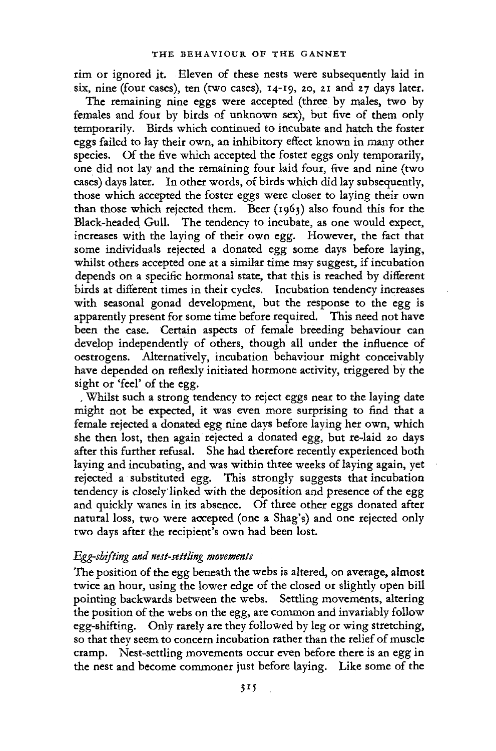rim or ignored it. Eleven of these nests were subsequently laid in six, nine (four cases), ten (two cases), 14-19, 20, 21 and 27 days later.

The remaining nine eggs were accepted (three by males, two by females and four by birds of unknown sex), but five of them only temporarily. Birds which continued to incubate and hatch the foster eggs failed to lay their own, an inhibitory effect known in many other species. Of the five which accepted the foster eggs only temporarily, one did not lay and the remaining four laid four, five and nine (two cases) days later. In other words, of birds which did lay subsequently, those which accepted the foster eggs were closer to laying their own than those which rejected them. Beer (1963) also found this for the Black-headed Gull. The tendency to incubate, as one would expect, increases with the laying of their own egg. However, the fact that some individuals rejected a donated egg some days before laying, whilst others accepted one at a similar time may suggest, if incubation depends on a specific hormonal state, that this is reached by different birds at different times in their cycles. Incubation tendency increases with seasonal gonad development, but the response to the egg is apparently present for some time before required. This need not have been the case. Certain aspects of female breeding behaviour can develop independently of others, though all under the influence of oestrogens. Alternatively, incubation behaviour might conceivably have depended on reflexly initiated hormone activity, triggered by the sight or 'feel' of the egg.

Whilst such a strong tendency to reject eggs near to the laying date might not be expected, it was even more surprising to find that a female rejected a donated egg nine days before laying her own, which she then lost, then again rejected a donated egg, but re-laid 20 days after this further refusal. She had therefore recently experienced both laying and incubating, and was within three weeks of laying again, yet rejected a substituted egg. This strongly suggests that incubation tendency is closely linked with the deposition and presence of the egg and quickly wanes in its absence. Of three other eggs donated after natural loss, two were accepted (one a Shag's) and one rejected only two days after the recipient's own had been lost.

### *Egg-shifting and nest-settling movements*

The position of the egg beneath the webs is altered, on average, almost twice an hour, using the lower edge of the closed or slightly open bill pointing backwards between the webs. Settling movements, altering the position of the webs on the egg, are common and invariably follow egg-shifting. Only rarely are they followed by leg or wing stretching, so that they seem to concern incubation rather than the relief of muscle cramp. Nest-settling movements occur even before there is an egg in the nest and become commoner just before laying. Like some of the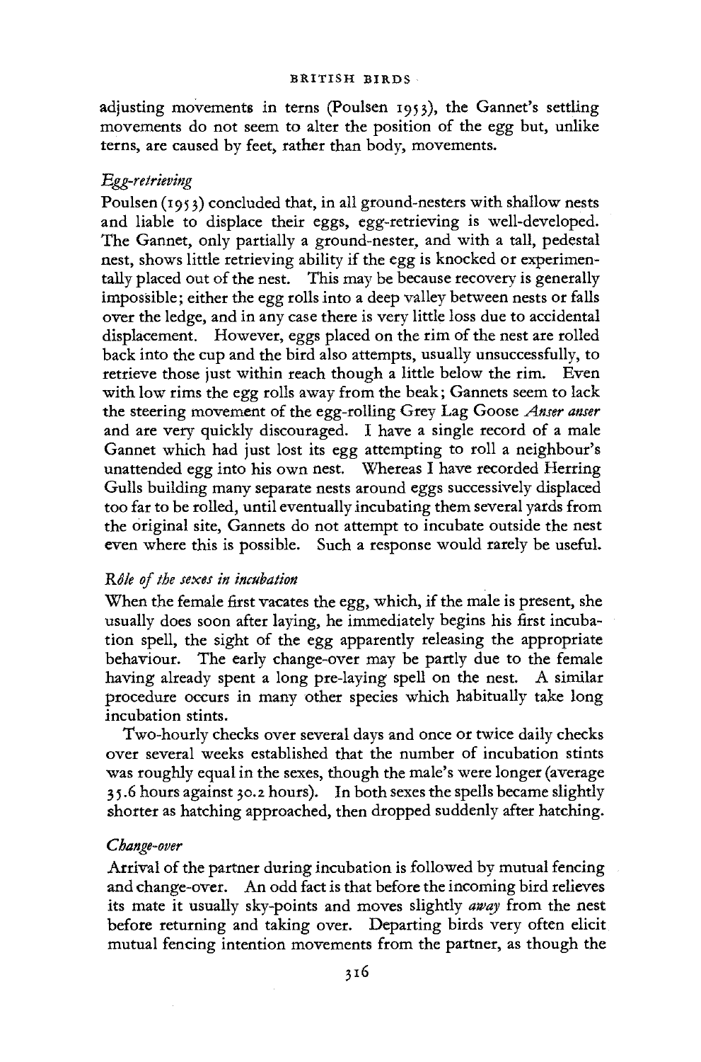adjusting movements in terns (Poulsen 1953), the Gannet's settling movements do not seem to alter the position of the egg but, unlike terns, are caused by feet, rather than body, movements.

### *Egg-retrieving*

Poulsen (1953) concluded that, in all ground-nesters with shallow nests and liable to displace their eggs, egg-retrieving is well-developed. The Gannet, only partially a ground-nester, and with a tall, pedestal nest, shows little retrieving ability if the egg is knocked or experimentally placed out of the nest. This may be because recovery is generally impossible; either the egg rolls into a deep valley between nests or falls over the ledge, and in any case there is very little loss due to accidental displacement. However, eggs placed on the rim of the nest are rolled back into the cup and the bird also attempts, usually unsuccessfully, to retrieve those just within reach though a little below the rim. Even with low rims the egg rolls away from the beak; Gannets seem to lack the steering movement of the egg-rolling Grey Lag Goose *Anser anser* and are very quickly discouraged. I have a single record of a male Gannet which had just lost its egg attempting to roll a neighbour's unattended egg into his own nest. Whereas I have recorded Herring Gulls building many separate nests around eggs successively displaced too far to be rolled, until eventually incubating them several yards from the original site, Gannets do not attempt to incubate outside the nest even where this is possible. Such a response would rarely be useful.

### *Rôle of the sexes in incubation*

When the female first vacates the egg, which, if the male is present, she usually does soon after laying, he immediately begins his first incubation spell, the sight of the egg apparently releasing the appropriate behaviour. The early change-over may be partly due to the female having already spent a long pre-laying spell on the nest. A similar procedure occurs in many other species which habitually take long incubation stints.

Two-hourly checks over several days and once or twice daily checks over several weeks established that the number of incubation stints was roughly equal in the sexes, though the male's were longer (average 35.6 hours against 30.2 hours). In both sexes the spells became slightly shorter as hatching approached, then dropped suddenly after hatching.

### *Change-over*

Arrival of the partner during incubation is followed by mutual fencing and change-over. An odd fact is that before the incoming bird relieves its mate it usually sky-points and moves slightly *away* from the nest before returning and taking over. Departing birds very often elicit mutual fencing intention movements from the partner, as though the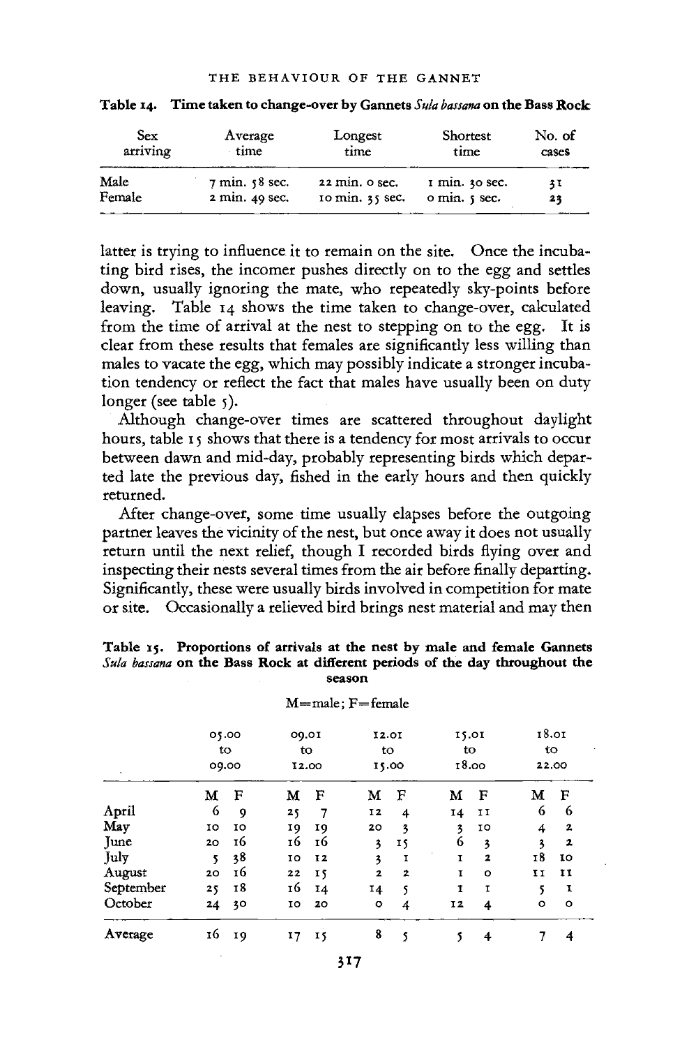Table 14. Time taken to change-over by Gannets *Sula bassana* on the Bass Rock

| Sex arriving | Average time | Longest time | Shortest time | No. of cases |
|---|---|---|---|---|
| Male | 7 min. 58 sec. | 22 min. 0 sec. | 1 min. 30 sec. | 31 |
| Female | 2 min. 49 sec. | 10 min. 35 sec. | 0 min. 5 sec. | 23 |

latter is trying to influence it to remain on the site. Once the incubating bird rises, the incomer pushes directly on to the egg and settles down, usually ignoring the mate, who repeatedly sky-points before leaving. Table 14 shows the time taken to change-over, calculated from the time of arrival at the nest to stepping on to the egg. It is clear from these results that females are significantly less willing than males to vacate the egg, which may possibly indicate a stronger incubation tendency or reflect the fact that males have usually been on duty longer (see table 5).

Although change-over times are scattered throughout daylight hours, table 15 shows that there is a tendency for most arrivals to occur between dawn and mid-day, probably representing birds which departed late the previous day, fished in the early hours and then quickly returned.

After change-over, some time usually elapses before the outgoing partner leaves the vicinity of the nest, but once away it does not usually return until the next relief, though I recorded birds flying over and inspecting their nests several times from the air before finally departing. Significantly, these were usually birds involved in competition for mate or site. Occasionally a relieved bird brings nest material and may then

Table 15. Proportions of arrivals at the nest by male and female Gannets *Sula bassana* on the Bass Rock at different periods of the day throughout the season

M=male; F=female

| | 05.00 to 09.00 | | 09.01 to 12.00 | | 12.01 to 15.00 | | 15.01 to 18.00 | | 18.01 to 22.00 | |
|---|---|---|---|---|---|---|---|---|---|---|
| | M | F | M | F | M | F | M | F | M | F |
| April | 6 | 9 | 25 | 7 | 12 | 4 | 14 | 11 | 6 | 6 |
| May | 10 | 10 | 19 | 19 | 20 | 3 | 3 | 10 | 4 | 2 |
| June | 20 | 16 | 16 | 16 | 3 | 15 | 6 | 3 | 3 | 2 |
| July | 5 | 38 | 10 | 12 | 3 | 1 | 1 | 2 | 18 | 10 |
| August | 20 | 16 | 22 | 15 | 2 | 2 | 1 | 0 | 11 | 11 |
| September | 25 | 18 | 16 | 14 | 14 | 5 | 1 | 1 | 5 | 1 |
| October | 24 | 30 | 10 | 20 | 0 | 4 | 12 | 4 | 0 | 0 |
| Average | 16 | 19 | 17 | 15 | 8 | 5 | 5 | 4 | 7 | 4 |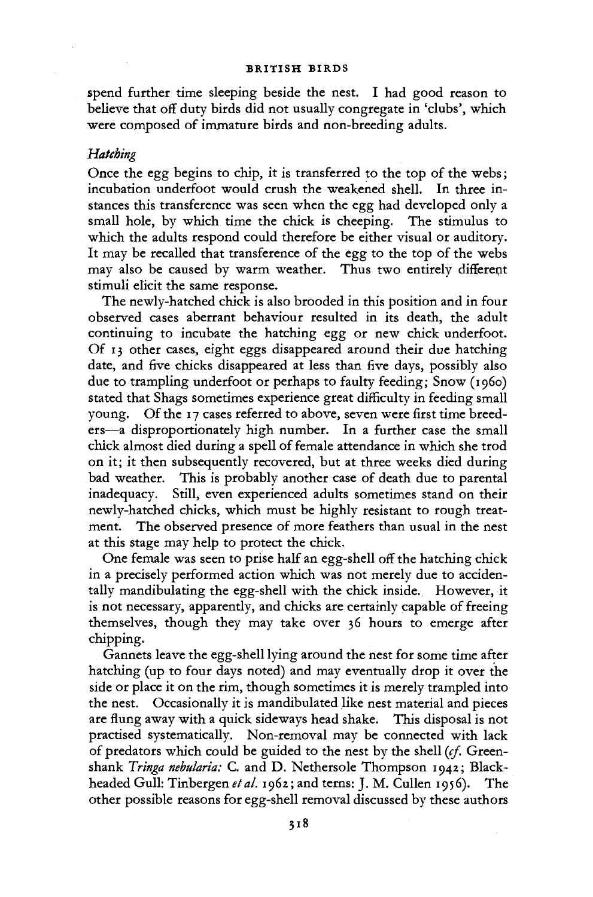spend further time sleeping beside the nest. I had good reason to believe that off duty birds did not usually congregate in 'clubs', which were composed of immature birds and non-breeding adults.

### *Hatching*

Once the egg begins to chip, it is transferred to the top of the webs; incubation underfoot would crush the weakened shell. In three instances this transference was seen when the egg had developed only a small hole, by which time the chick is cheeping. The stimulus to which the adults respond could therefore be either visual or auditory. It may be recalled that transference of the egg to the top of the webs may also be caused by warm weather. Thus two entirely different stimuli elicit the same response.

The newly-hatched chick is also brooded in this position and in four observed cases aberrant behaviour resulted in its death, the adult continuing to incubate the hatching egg or new chick underfoot. Of 13 other cases, eight eggs disappeared around their due hatching date, and five chicks disappeared at less than five days, possibly also due to trampling underfoot or perhaps to faulty feeding; Snow (1960) stated that Shags sometimes experience great difficulty in feeding small young. Of the 17 cases referred to above, seven were first time breeders—a disproportionately high number. In a further case the small chick almost died during a spell of female attendance in which she trod on it; it then subsequently recovered, but at three weeks died during bad weather. This is probably another case of death due to parental inadequacy. Still, even experienced adults sometimes stand on their newly-hatched chicks, which must be highly resistant to rough treatment. The observed presence of more feathers than usual in the nest at this stage may help to protect the chick.

One female was seen to prise half an egg-shell off the hatching chick in a precisely performed action which was not merely due to accidentally mandibulating the egg-shell with the chick inside. However, it is not necessary, apparently, and chicks are certainly capable of freeing themselves, though they may take over 36 hours to emerge after chipping.

Gannets leave the egg-shell lying around the nest for some time after hatching (up to four days noted) and may eventually drop it over the side or place it on the rim, though sometimes it is merely trampled into the nest. Occasionally it is mandibulated like nest material and pieces are flung away with a quick sideways head shake. This disposal is not practised systematically. Non-removal may be connected with lack of predators which could be guided to the nest by the shell (*cf.* Greenshank *Tringa nebularia:* C. and D. Nethersole Thompson 1942; Black-headed Gull: Tinbergen *et al.* 1962; and terns: J. M. Cullen 1956). The other possible reasons for egg-shell removal discussed by these authors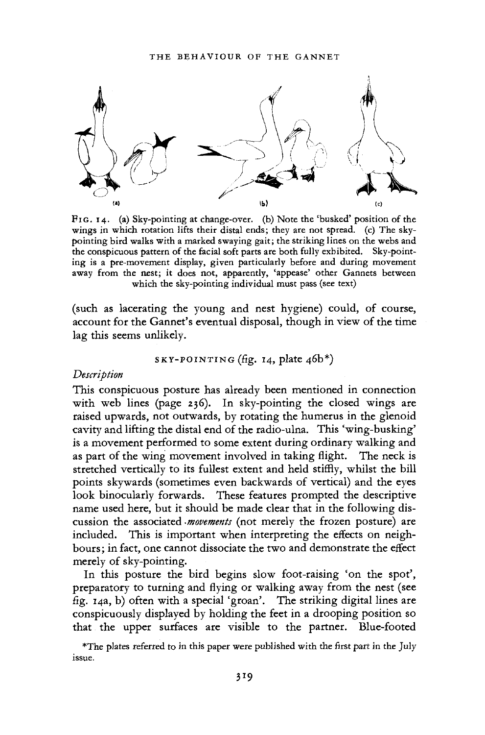FIG. 14. (a) Sky-pointing at change-over. (b) Note the 'busked' position of the wings in which rotation lifts their distal ends; they are not spread. (c) The sky-pointing bird walks with a marked swaying gait; the striking lines on the webs and the conspicuous pattern of the facial soft parts are both fully exhibited. Sky-pointing is a pre-movement display, given particularly before and during movement away from the nest; it does not, apparently, 'appease' other Gannets between which the sky-pointing individual must pass (see text)

(such as lacerating the young and nest hygiene) could, of course, account for the Gannet's eventual disposal, though in view of the time lag this seems unlikely.

## SKY-POINTING (*fig.* 14, plate 46b*)

### *Description*

This conspicuous posture has already been mentioned in connection with web lines (page 236). In sky-pointing the closed wings are raised upwards, not outwards, by rotating the humerus in the glenoid cavity and lifting the distal end of the radio-ulna. This 'wing-busking' is a movement performed to some extent during ordinary walking and as part of the wing movement involved in taking flight. The neck is stretched vertically to its fullest extent and held stiffly, whilst the bill points skywards (sometimes even backwards of vertical) and the eyes look binocularly forwards. These features prompted the descriptive name used here, but it should be made clear that in the following discussion the associated *movements* (not merely the frozen posture) are included. This is important when interpreting the effects on neighbours; in fact, one cannot dissociate the two and demonstrate the effect merely of sky-pointing.

In this posture the bird begins slow foot-raising 'on the spot', preparatory to turning and flying or walking away from the nest (see fig. 14a, b) often with a special 'groan'. The striking digital lines are conspicuously displayed by holding the feet in a drooping position so that the upper surfaces are visible to the partner. Blue-footed

*The plates referred to in this paper were published with the first part in the July issue.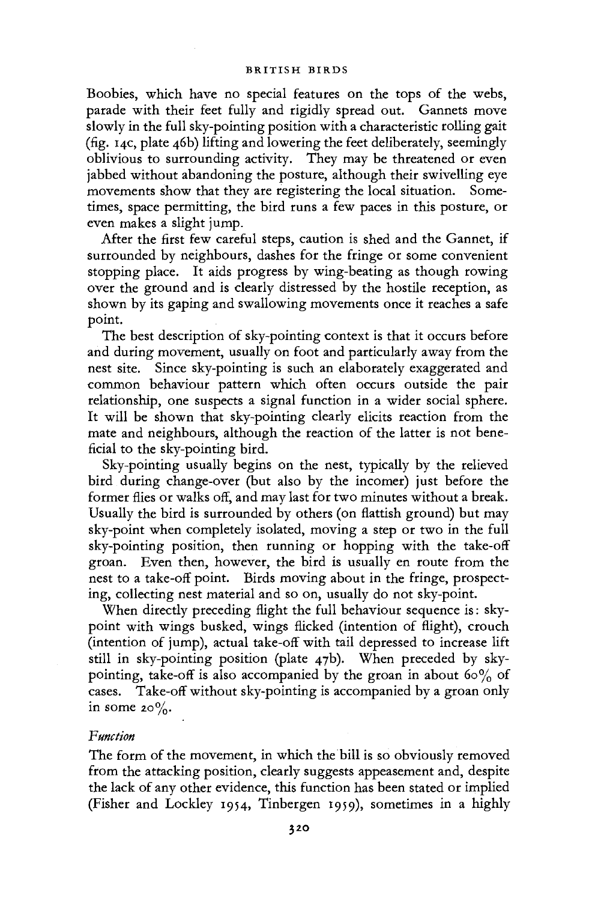Boobies, which have no special features on the tops of the webs, parade with their feet fully and rigidly spread out. Gannets move slowly in the full sky-pointing position with a characteristic rolling gait (fig. 14c, plate 46b) lifting and lowering the feet deliberately, seemingly oblivious to surrounding activity. They may be threatened or even jabbed without abandoning the posture, although their swivelling eye movements show that they are registering the local situation. Sometimes, space permitting, the bird runs a few paces in this posture, or even makes a slight jump.

After the first few careful steps, caution is shed and the Gannet, if surrounded by neighbours, dashes for the fringe or some convenient stopping place. It aids progress by wing-beating as though rowing over the ground and is clearly distressed by the hostile reception, as shown by its gaping and swallowing movements once it reaches a safe point.

The best description of sky-pointing context is that it occurs before and during movement, usually on foot and particularly away from the nest site. Since sky-pointing is such an elaborately exaggerated and common behaviour pattern which often occurs outside the pair relationship, one suspects a signal function in a wider social sphere. It will be shown that sky-pointing clearly elicits reaction from the mate and neighbours, although the reaction of the latter is not beneficial to the sky-pointing bird.

Sky-pointing usually begins on the nest, typically by the relieved bird during change-over (but also by the incomer) just before the former flies or walks off, and may last for two minutes without a break. Usually the bird is surrounded by others (on flattish ground) but may sky-point when completely isolated, moving a step or two in the full sky-pointing position, then running or hopping with the take-off groan. Even then, however, the bird is usually en route from the nest to a take-off point. Birds moving about in the fringe, prospecting, collecting nest material and so on, usually do not sky-point.

When directly preceding flight the full behaviour sequence is: sky-point with wings busked, wings flicked (intention of flight), crouch (intention of jump), actual take-off with tail depressed to increase lift still in sky-pointing position (plate 47b). When preceded by sky-pointing, take-off is also accompanied by the groan in about 60% of cases. Take-off without sky-pointing is accompanied by a groan only in some 20%.

*Function*

The form of the movement, in which the bill is so obviously removed from the attacking position, clearly suggests appeasement and, despite the lack of any other evidence, this function has been stated or implied (Fisher and Lockley 1954, Tinbergen 1959), sometimes in a highly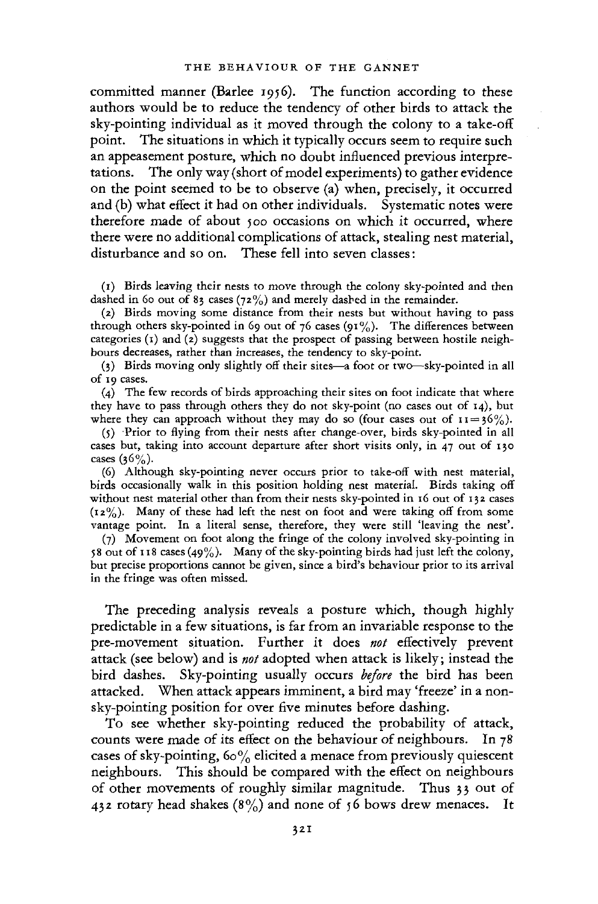committed manner (Barlee 1956). The function according to these authors would be to reduce the tendency of other birds to attack the sky-pointing individual as it moved through the colony to a take-off point. The situations in which it typically occurs seem to require such an appeasement posture, which no doubt influenced previous interpretations. The only way (short of model experiments) to gather evidence on the point seemed to be to observe (a) when, precisely, it occurred and (b) what effect it had on other individuals. Systematic notes were therefore made of about 500 occasions on which it occurred, where there were no additional complications of attack, stealing nest material, disturbance and so on. These fell into seven classes:

(1) Birds leaving their nests to move through the colony sky-pointed and then dashed in 60 out of 83 cases (72%) and merely dashed in the remainder.

(2) Birds moving some distance from their nests but without having to pass through others sky-pointed in 69 out of 76 cases (91%). The differences between categories (1) and (2) suggests that the prospect of passing between hostile neighbours decreases, rather than increases, the tendency to sky-point.

(3) Birds moving only slightly off their sites—a foot or two—sky-pointed in all of 19 cases.

(4) The few records of birds approaching their sites on foot indicate that where they have to pass through others they do not sky-point (no cases out of 14), but where they can approach without they may do so (four cases out of 11 = 36%).

(5) Prior to flying from their nests after change-over, birds sky-pointed in all cases but, taking into account departure after short visits only, in 47 out of 130 cases (36%).

(6) Although sky-pointing never occurs prior to take-off with nest material, birds occasionally walk in this position holding nest material. Birds taking off without nest material other than from their nests sky-pointed in 16 out of 132 cases (12%). Many of these had left the nest on foot and were taking off from some vantage point. In a literal sense, therefore, they were still 'leaving the nest'.

(7) Movement on foot along the fringe of the colony involved sky-pointing in 58 out of 118 cases (49%). Many of the sky-pointing birds had just left the colony, but precise proportions cannot be given, since a bird's behaviour prior to its arrival in the fringe was often missed.

The preceding analysis reveals a posture which, though highly predictable in a few situations, is far from an invariable response to the pre-movement situation. Further it does *not* effectively prevent attack (see below) and is *not* adopted when attack is likely; instead the bird dashes. Sky-pointing usually occurs *before* the bird has been attacked. When attack appears imminent, a bird may 'freeze' in a non-sky-pointing position for over five minutes before dashing.

To see whether sky-pointing reduced the probability of attack, counts were made of its effect on the behaviour of neighbours. In 78 cases of sky-pointing, 60% elicited a menace from previously quiescent neighbours. This should be compared with the effect on neighbours of other movements of roughly similar magnitude. Thus 33 out of 432 rotary head shakes (8%) and none of 56 bows drew menaces. It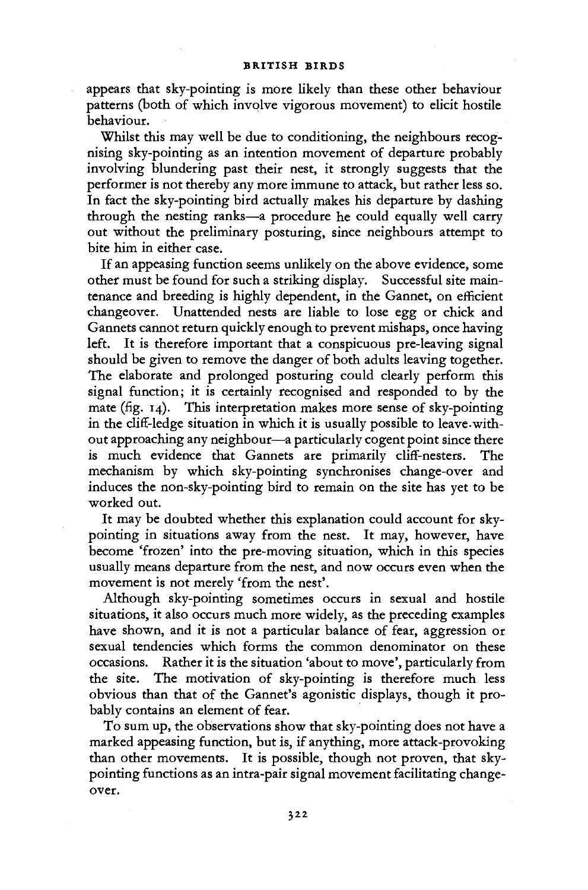appears that sky-pointing is more likely than these other behaviour patterns (both of which involve vigorous movement) to elicit hostile behaviour.

Whilst this may well be due to conditioning, the neighbours recognising sky-pointing as an intention movement of departure probably involving blundering past their nest, it strongly suggests that the performer is not thereby any more immune to attack, but rather less so. In fact the sky-pointing bird actually makes his departure by dashing through the nesting ranks—a procedure he could equally well carry out without the preliminary posturing, since neighbours attempt to bite him in either case.

If an appeasing function seems unlikely on the above evidence, some other must be found for such a striking display. Successful site maintenance and breeding is highly dependent, in the Gannet, on efficient changeover. Unattended nests are liable to lose egg or chick and Gannets cannot return quickly enough to prevent mishaps, once having left. It is therefore important that a conspicuous pre-leaving signal should be given to remove the danger of both adults leaving together. The elaborate and prolonged posturing could clearly perform this signal function; it is certainly recognised and responded to by the mate (fig. 14). This interpretation makes more sense of sky-pointing in the cliff-ledge situation in which it is usually possible to leave without approaching any neighbour—a particularly cogent point since there is much evidence that Gannets are primarily cliff-nesters. The mechanism by which sky-pointing synchronises change-over and induces the non-sky-pointing bird to remain on the site has yet to be worked out.

It may be doubted whether this explanation could account for sky-pointing in situations away from the nest. It may, however, have become 'frozen' into the pre-moving situation, which in this species usually means departure from the nest, and now occurs even when the movement is not merely 'from the nest'.

Although sky-pointing sometimes occurs in sexual and hostile situations, it also occurs much more widely, as the preceding examples have shown, and it is not a particular balance of fear, aggression or sexual tendencies which forms the common denominator on these occasions. Rather it is the situation 'about to move', particularly from the site. The motivation of sky-pointing is therefore much less obvious than that of the Gannet's agonistic displays, though it probably contains an element of fear.

To sum up, the observations show that sky-pointing does not have a marked appeasing function, but is, if anything, more attack-provoking than other movements. It is possible, though not proven, that sky-pointing functions as an intra-pair signal movement facilitating change-over.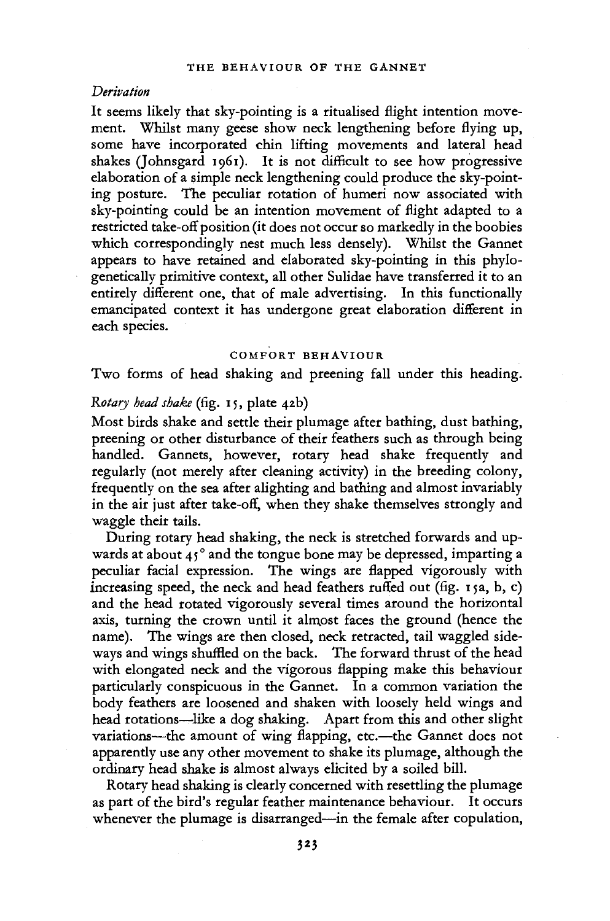*Derivation*

It seems likely that sky-pointing is a ritualised flight intention movement. Whilst many geese show neck lengthening before flying up, some have incorporated chin lifting movements and lateral head shakes (Johnsgard 1961). It is not difficult to see how progressive elaboration of a simple neck lengthening could produce the sky-pointing posture. The peculiar rotation of humeri now associated with sky-pointing could be an intention movement of flight adapted to a restricted take-off position (it does not occur so markedly in the boobies which correspondingly nest much less densely). Whilst the Gannet appears to have retained and elaborated sky-pointing in this phylogenetically primitive context, all other Sulidae have transferred it to an entirely different one, that of male advertising. In this functionally emancipated context it has undergone great elaboration different in each species.

## COMFORT BEHAVIOUR

Two forms of head shaking and preening fall under this heading.

*Rotary head shake* (fig. 15, plate 42b)

Most birds shake and settle their plumage after bathing, dust bathing, preening or other disturbance of their feathers such as through being handled. Gannets, however, rotary head shake frequently and regularly (not merely after cleaning activity) in the breeding colony, frequently on the sea after alighting and bathing and almost invariably in the air just after take-off, when they shake themselves strongly and waggle their tails.

During rotary head shaking, the neck is stretched forwards and upwards at about 45° and the tongue bone may be depressed, imparting a peculiar facial expression. The wings are flapped vigorously with increasing speed, the neck and head feathers ruffed out (fig. 15a, b, c) and the head rotated vigorously several times around the horizontal axis, turning the crown until it almost faces the ground (hence the name). The wings are then closed, neck retracted, tail waggled sideways and wings shuffled on the back. The forward thrust of the head with elongated neck and the vigorous flapping make this behaviour particularly conspicuous in the Gannet. In a common variation the body feathers are loosened and shaken with loosely held wings and head rotations—like a dog shaking. Apart from this and other slight variations—the amount of wing flapping, etc.—the Gannet does not apparently use any other movement to shake its plumage, although the ordinary head shake is almost always elicited by a soiled bill.

Rotary head shaking is clearly concerned with resettling the plumage as part of the bird's regular feather maintenance behaviour. It occurs whenever the plumage is disarranged—in the female after copulation,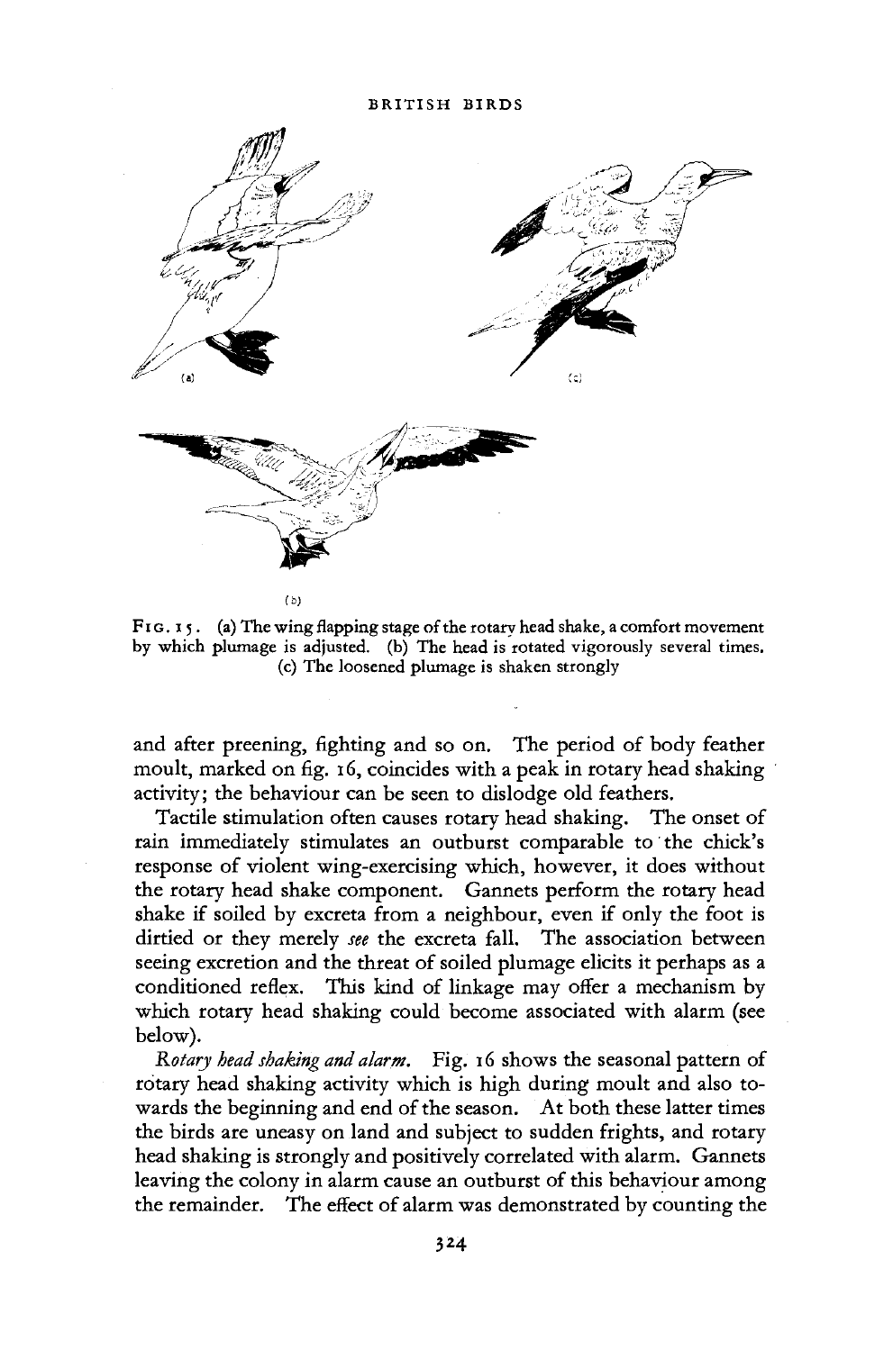FIG. 15. (a) The wing flapping stage of the rotary head shake, a comfort movement by which plumage is adjusted. (b) The head is rotated vigorously several times. (c) The loosened plumage is shaken strongly

and after preening, fighting and so on. The period of body feather moult, marked on fig. 16, coincides with a peak in rotary head shaking activity; the behaviour can be seen to dislodge old feathers.

Tactile stimulation often causes rotary head shaking. The onset of rain immediately stimulates an outburst comparable to the chick's response of violent wing-exercising which, however, it does without the rotary head shake component. Gannets perform the rotary head shake if soiled by excreta from a neighbour, even if only the foot is dirtied or they merely *see* the excreta fall. The association between seeing excretion and the threat of soiled plumage elicits it perhaps as a conditioned reflex. This kind of linkage may offer a mechanism by which rotary head shaking could become associated with alarm (see below).

*Rotary head shaking and alarm.* Fig. 16 shows the seasonal pattern of rotary head shaking activity which is high during moult and also towards the beginning and end of the season. At both these latter times the birds are uneasy on land and subject to sudden frights, and rotary head shaking is strongly and positively correlated with alarm. Gannets leaving the colony in alarm cause an outburst of this behaviour among the remainder. The effect of alarm was demonstrated by counting the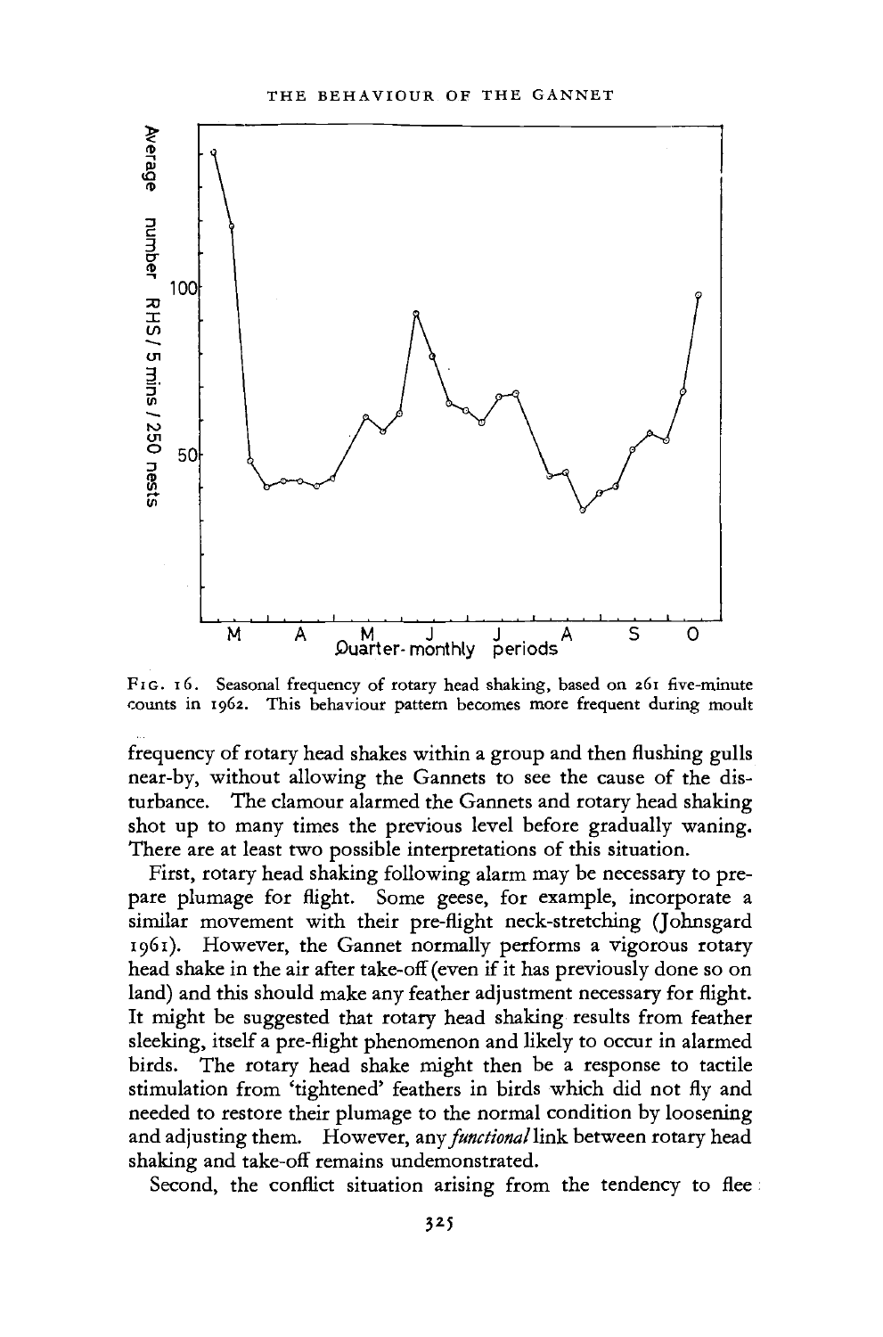FIG. 16. Seasonal frequency of rotary head shaking, based on 261 five-minute counts in 1962. This behaviour pattern becomes more frequent during moult

frequency of rotary head shakes within a group and then flushing gulls near-by, without allowing the Gannets to see the cause of the disturbance. The clamour alarmed the Gannets and rotary head shaking shot up to many times the previous level before gradually waning. There are at least two possible interpretations of this situation.

First, rotary head shaking following alarm may be necessary to prepare plumage for flight. Some geese, for example, incorporate a similar movement with their pre-flight neck-stretching (Johnsgard 1961). However, the Gannet normally performs a vigorous rotary head shake in the air after take-off (even if it has previously done so on land) and this should make any feather adjustment necessary for flight. It might be suggested that rotary head shaking results from feather sleeking, itself a pre-flight phenomenon and likely to occur in alarmed birds. The rotary head shake might then be a response to tactile stimulation from 'tightened' feathers in birds which did not fly and needed to restore their plumage to the normal condition by loosening and adjusting them. However, any *functional* link between rotary head shaking and take-off remains undemonstrated.

Second, the conflict situation arising from the tendency to flee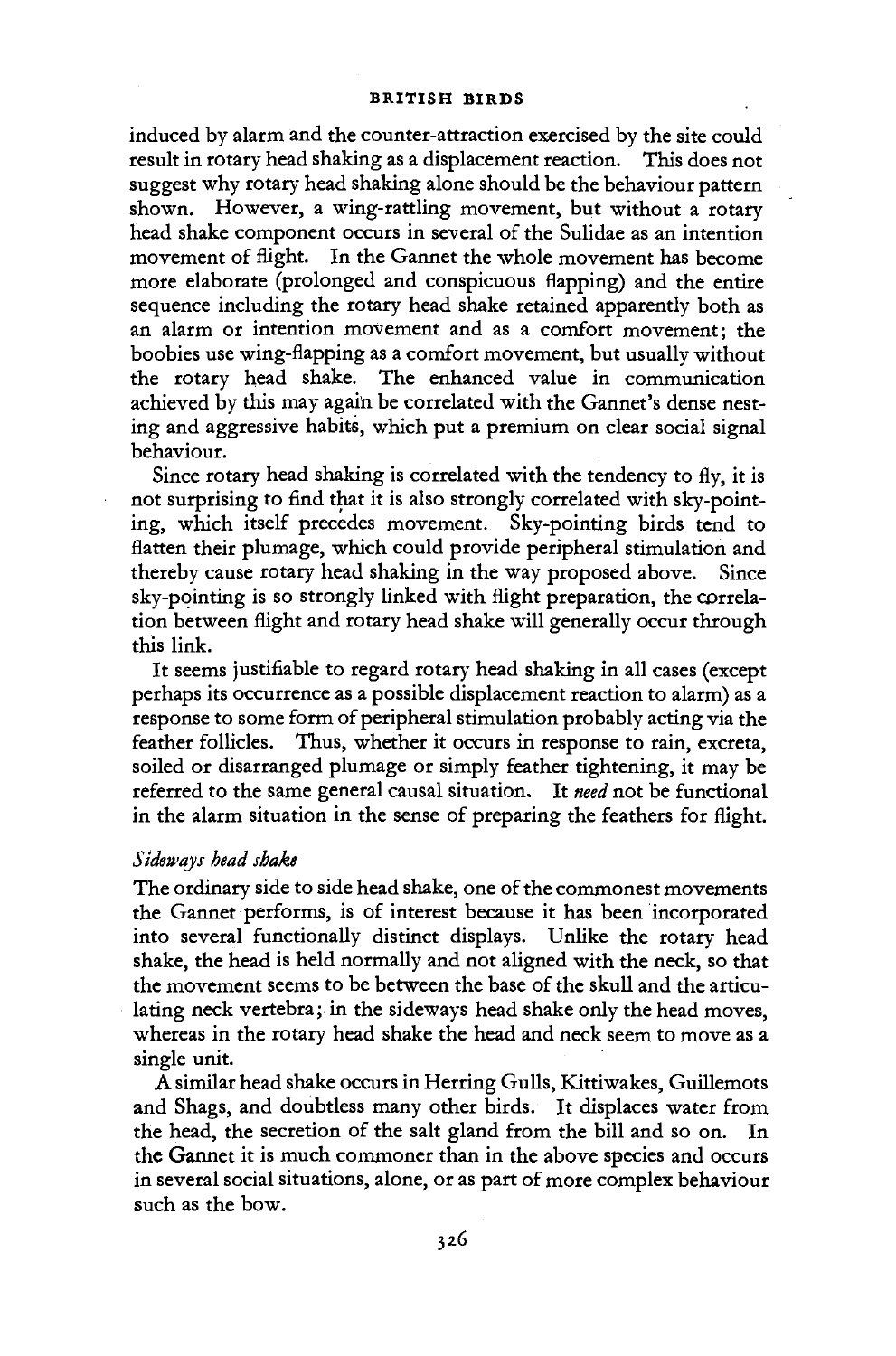induced by alarm and the counter-attraction exercised by the site could result in rotary head shaking as a displacement reaction. This does not suggest why rotary head shaking alone should be the behaviour pattern shown. However, a wing-rattling movement, but without a rotary head shake component occurs in several of the Sulidae as an intention movement of flight. In the Gannet the whole movement has become more elaborate (prolonged and conspicuous flapping) and the entire sequence including the rotary head shake retained apparently both as an alarm or intention movement and as a comfort movement; the boobies use wing-flapping as a comfort movement, but usually without the rotary head shake. The enhanced value in communication achieved by this may again be correlated with the Gannet's dense nesting and aggressive habits, which put a premium on clear social signal behaviour.

Since rotary head shaking is correlated with the tendency to fly, it is not surprising to find that it is also strongly correlated with sky-pointing, which itself precedes movement. Sky-pointing birds tend to flatten their plumage, which could provide peripheral stimulation and thereby cause rotary head shaking in the way proposed above. Since sky-pointing is so strongly linked with flight preparation, the correlation between flight and rotary head shake will generally occur through this link.

It seems justifiable to regard rotary head shaking in all cases (except perhaps its occurrence as a possible displacement reaction to alarm) as a response to some form of peripheral stimulation probably acting via the feather follicles. Thus, whether it occurs in response to rain, excreta, soiled or disarranged plumage or simply feather tightening, it may be referred to the same general causal situation. It *need* not be functional in the alarm situation in the sense of preparing the feathers for flight.

### *Sideways head shake*

The ordinary side to side head shake, one of the commonest movements the Gannet performs, is of interest because it has been incorporated into several functionally distinct displays. Unlike the rotary head shake, the head is held normally and not aligned with the neck, so that the movement seems to be between the base of the skull and the articulating neck vertebra; in the sideways head shake only the head moves, whereas in the rotary head shake the head and neck seem to move as a single unit.

A similar head shake occurs in Herring Gulls, Kittiwakes, Guillemots and Shags, and doubtless many other birds. It displaces water from the head, the secretion of the salt gland from the bill and so on. In the Gannet it is much commoner than in the above species and occurs in several social situations, alone, or as part of more complex behaviour such as the bow.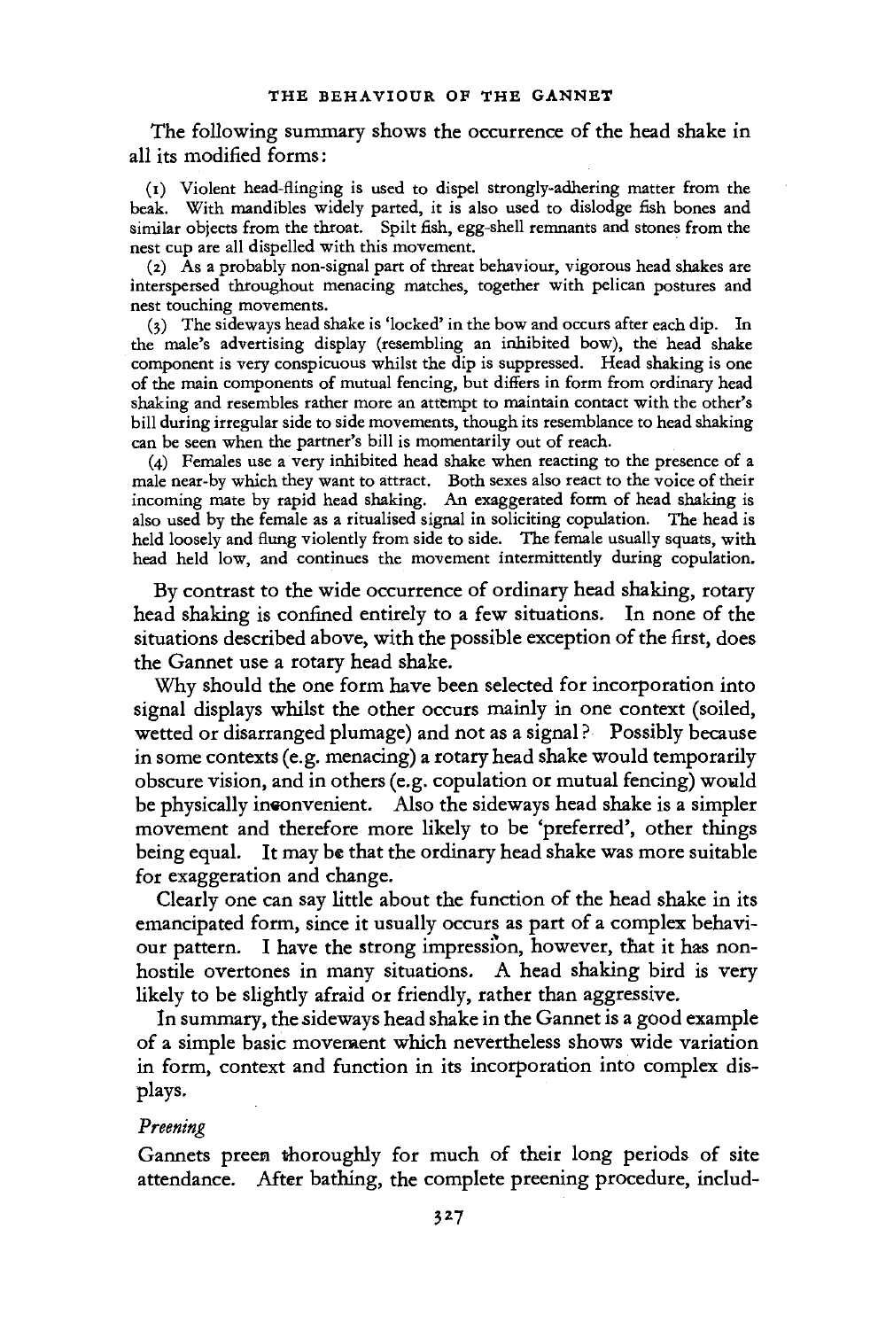The following summary shows the occurrence of the head shake in all its modified forms:

(1) Violent head-flinging is used to dispel strongly-adhering matter from the beak. With mandibles widely parted, it is also used to dislodge fish bones and similar objects from the throat. Spilt fish, egg-shell remnants and stones from the nest cup are all dispelled with this movement.

(2) As a probably non-signal part of threat behaviour, vigorous head shakes are interspersed throughout menacing matches, together with pelican postures and nest touching movements.

(3) The sideways head shake is 'locked' in the bow and occurs after each dip. In the male's advertising display (resembling an inhibited bow), the head shake component is very conspicuous whilst the dip is suppressed. Head shaking is one of the main components of mutual fencing, but differs in form from ordinary head shaking and resembles rather more an attempt to maintain contact with the other's bill during irregular side to side movements, though its resemblance to head shaking can be seen when the partner's bill is momentarily out of reach.

(4) Females use a very inhibited head shake when reacting to the presence of a male near-by which they want to attract. Both sexes also react to the voice of their incoming mate by rapid head shaking. An exaggerated form of head shaking is also used by the female as a ritualised signal in soliciting copulation. The head is held loosely and flung violently from side to side. The female usually squats, with head held low, and continues the movement intermittently during copulation.

By contrast to the wide occurrence of ordinary head shaking, rotary head shaking is confined entirely to a few situations. In none of the situations described above, with the possible exception of the first, does the Gannet use a rotary head shake.

Why should the one form have been selected for incorporation into signal displays whilst the other occurs mainly in one context (soiled, wetted or disarranged plumage) and not as a signal? Possibly because in some contexts (e.g. menacing) a rotary head shake would temporarily obscure vision, and in others (e.g. copulation or mutual fencing) would be physically inconvenient. Also the sideways head shake is a simpler movement and therefore more likely to be 'preferred', other things being equal. It may be that the ordinary head shake was more suitable for exaggeration and change.

Clearly one can say little about the function of the head shake in its emancipated form, since it usually occurs as part of a complex behaviour pattern. I have the strong impression, however, that it has non-hostile overtones in many situations. A head shaking bird is very likely to be slightly afraid or friendly, rather than aggressive.

In summary, the sideways head shake in the Gannet is a good example of a simple basic movement which nevertheless shows wide variation in form, context and function in its incorporation into complex displays.

### *Preening*

Gannets preen thoroughly for much of their long periods of site attendance. After bathing, the complete preening procedure, includ-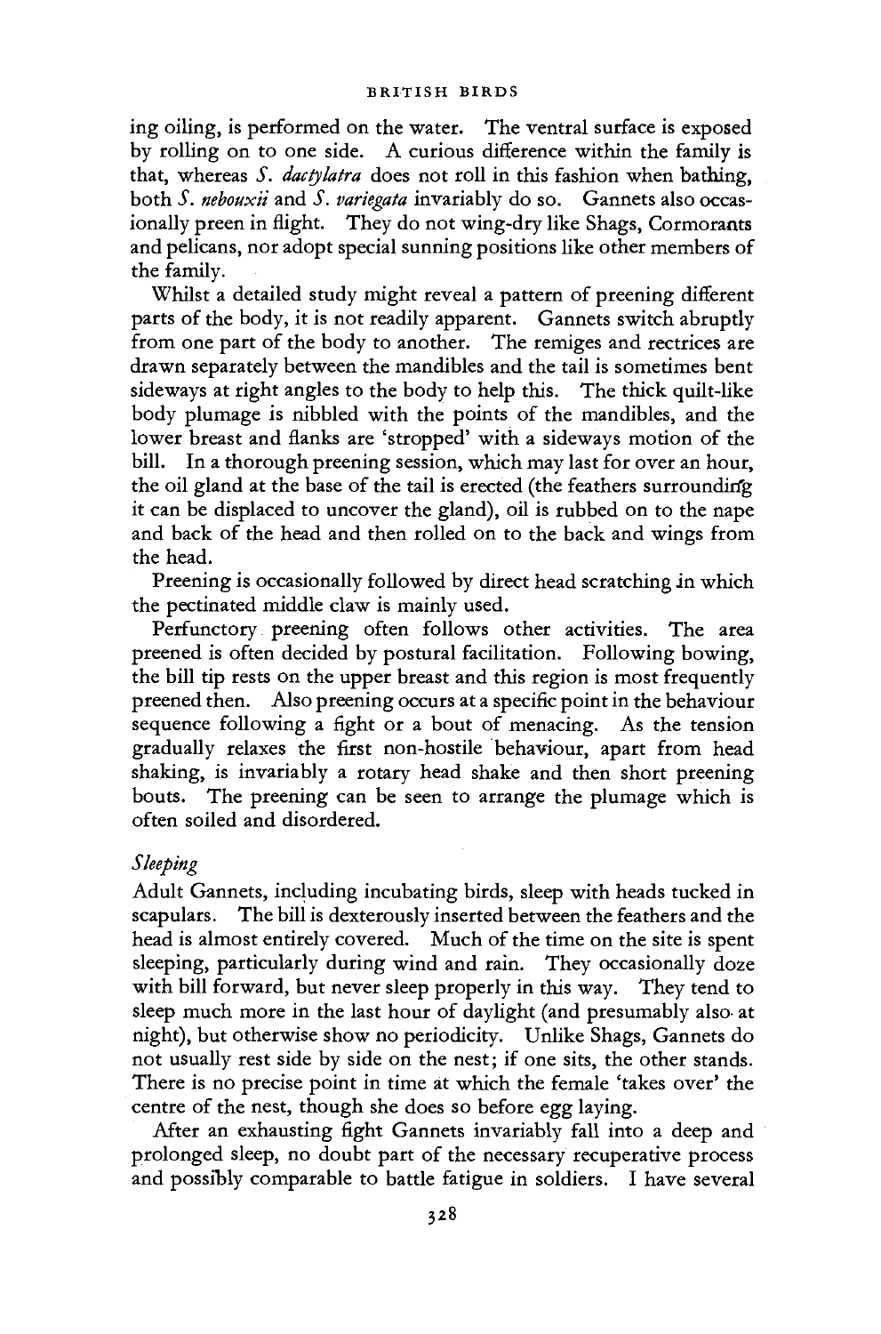ing oiling, is performed on the water. The ventral surface is exposed by rolling on to one side. A curious difference within the family is that, whereas *S. dactylatra* does not roll in this fashion when bathing, both *S. nebouxii* and *S. variegata* invariably do so. Gannets also occasionally preen in flight. They do not wing-dry like Shags, Cormorants and pelicans, nor adopt special sunning positions like other members of the family.

Whilst a detailed study might reveal a pattern of preening different parts of the body, it is not readily apparent. Gannets switch abruptly from one part of the body to another. The remiges and rectrices are drawn separately between the mandibles and the tail is sometimes bent sideways at right angles to the body to help this. The thick quilt-like body plumage is nibbled with the points of the mandibles, and the lower breast and flanks are 'stropped' with a sideways motion of the bill. In a thorough preening session, which may last for over an hour, the oil gland at the base of the tail is erected (the feathers surrounding it can be displaced to uncover the gland), oil is rubbed on to the nape and back of the head and then rolled on to the back and wings from the head.

Preening is occasionally followed by direct head scratching in which the pectinated middle claw is mainly used.

Perfunctory preening often follows other activities. The area preened is often decided by postural facilitation. Following bowing, the bill tip rests on the upper breast and this region is most frequently preened then. Also preening occurs at a specific point in the behaviour sequence following a fight or a bout of menacing. As the tension gradually relaxes the first non-hostile behaviour, apart from head shaking, is invariably a rotary head shake and then short preening bouts. The preening can be seen to arrange the plumage which is often soiled and disordered.

### *Sleeping*

Adult Gannets, including incubating birds, sleep with heads tucked in scapulars. The bill is dexterously inserted between the feathers and the head is almost entirely covered. Much of the time on the site is spent sleeping, particularly during wind and rain. They occasionally doze with bill forward, but never sleep properly in this way. They tend to sleep much more in the last hour of daylight (and presumably also at night), but otherwise show no periodicity. Unlike Shags, Gannets do not usually rest side by side on the nest; if one sits, the other stands. There is no precise point in time at which the female 'takes over' the centre of the nest, though she does so before egg laying.

After an exhausting fight Gannets invariably fall into a deep and prolonged sleep, no doubt part of the necessary recuperative process and possibly comparable to battle fatigue in soldiers. I have several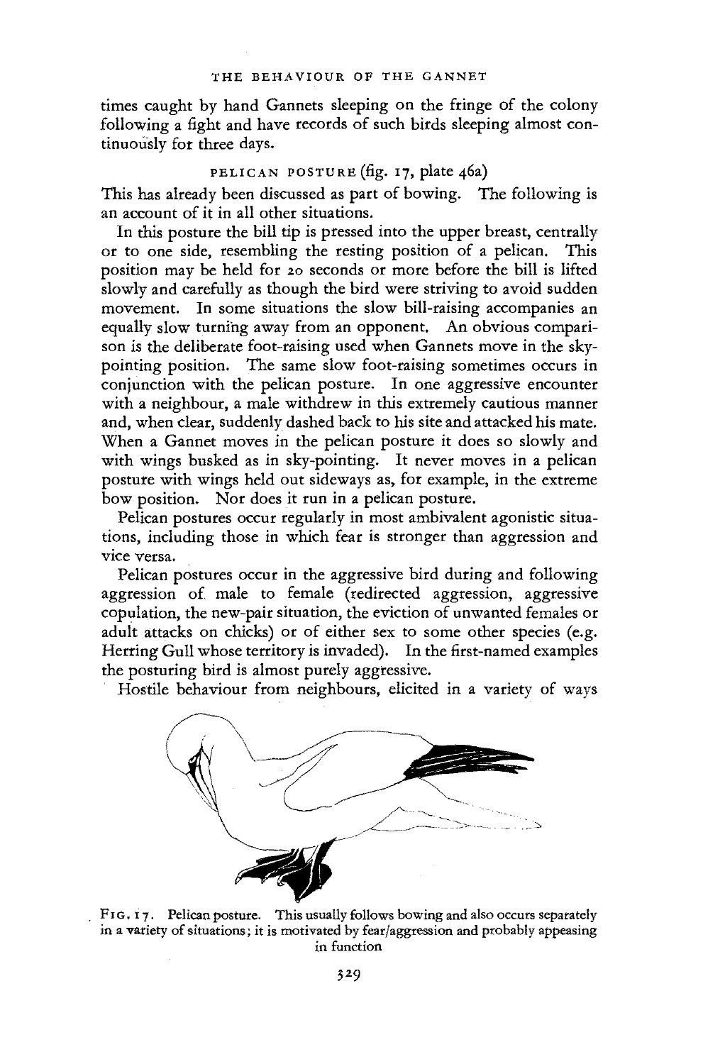times caught by hand Gannets sleeping on the fringe of the colony following a fight and have records of such birds sleeping almost continuously for three days.

### PELICAN POSTURE (fig. 17, plate 46a)

This has already been discussed as part of bowing. The following is an account of it in all other situations.

In this posture the bill tip is pressed into the upper breast, centrally or to one side, resembling the resting position of a pelican. This position may be held for 20 seconds or more before the bill is lifted slowly and carefully as though the bird were striving to avoid sudden movement. In some situations the slow bill-raising accompanies an equally slow turning away from an opponent. An obvious comparison is the deliberate foot-raising used when Gannets move in the sky-pointing position. The same slow foot-raising sometimes occurs in conjunction with the pelican posture. In one aggressive encounter with a neighbour, a male withdrew in this extremely cautious manner and, when clear, suddenly dashed back to his site and attacked his mate. When a Gannet moves in the pelican posture it does so slowly and with wings busked as in sky-pointing. It never moves in a pelican posture with wings held out sideways as, for example, in the extreme bow position. Nor does it run in a pelican posture.

Pelican postures occur regularly in most ambivalent agonistic situations, including those in which fear is stronger than aggression and vice versa.

Pelican postures occur in the aggressive bird during and following aggression of male to female (redirected aggression, aggressive copulation, the new-pair situation, the eviction of unwanted females or adult attacks on chicks) or of either sex to some other species (e.g. Herring Gull whose territory is invaded). In the first-named examples the posturing bird is almost purely aggressive.

Hostile behaviour from neighbours, elicited in a variety of ways

FIG. 17. Pelican posture. This usually follows bowing and also occurs separately in a variety of situations; it is motivated by fear/aggression and probably appeasing in function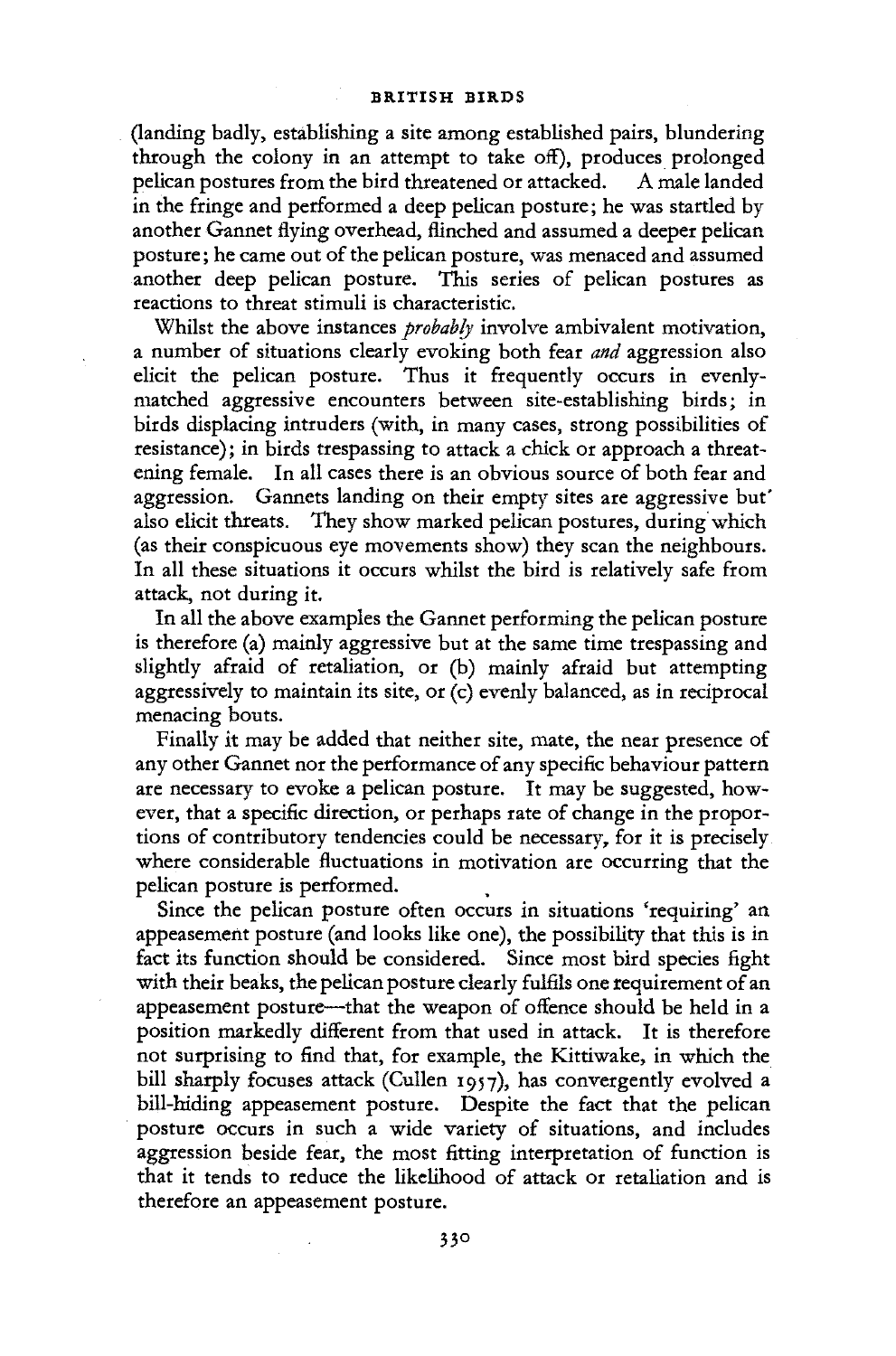(landing badly, establishing a site among established pairs, blundering through the colony in an attempt to take off), produces prolonged pelican postures from the bird threatened or attacked. A male landed in the fringe and performed a deep pelican posture; he was startled by another Gannet flying overhead, flinched and assumed a deeper pelican posture; he came out of the pelican posture, was menaced and assumed another deep pelican posture. This series of pelican postures as reactions to threat stimuli is characteristic.

Whilst the above instances *probably* involve ambivalent motivation, a number of situations clearly evoking both fear *and* aggression also elicit the pelican posture. Thus it frequently occurs in evenly-matched aggressive encounters between site-establishing birds; in birds displacing intruders (with, in many cases, strong possibilities of resistance); in birds trespassing to attack a chick or approach a threatening female. In all cases there is an obvious source of both fear and aggression. Gannets landing on their empty sites are aggressive but also elicit threats. They show marked pelican postures, during which (as their conspicuous eye movements show) they scan the neighbours. In all these situations it occurs whilst the bird is relatively safe from attack, not during it.

In all the above examples the Gannet performing the pelican posture is therefore (a) mainly aggressive but at the same time trespassing and slightly afraid of retaliation, or (b) mainly afraid but attempting aggressively to maintain its site, or (c) evenly balanced, as in reciprocal menacing bouts.

Finally it may be added that neither site, mate, the near presence of any other Gannet nor the performance of any specific behaviour pattern are necessary to evoke a pelican posture. It may be suggested, however, that a specific direction, or perhaps rate of change in the proportions of contributory tendencies could be necessary, for it is precisely where considerable fluctuations in motivation are occurring that the pelican posture is performed.

Since the pelican posture often occurs in situations 'requiring' an appeasement posture (and looks like one), the possibility that this is in fact its function should be considered. Since most bird species fight with their beaks, the pelican posture clearly fulfils one requirement of an appeasement posture—that the weapon of offence should be held in a position markedly different from that used in attack. It is therefore not surprising to find that, for example, the Kittiwake, in which the bill sharply focuses attack (Cullen 1957), has convergently evolved a bill-hiding appeasement posture. Despite the fact that the pelican posture occurs in such a wide variety of situations, and includes aggression beside fear, the most fitting interpretation of function is that it tends to reduce the likelihood of attack or retaliation and is therefore an appeasement posture.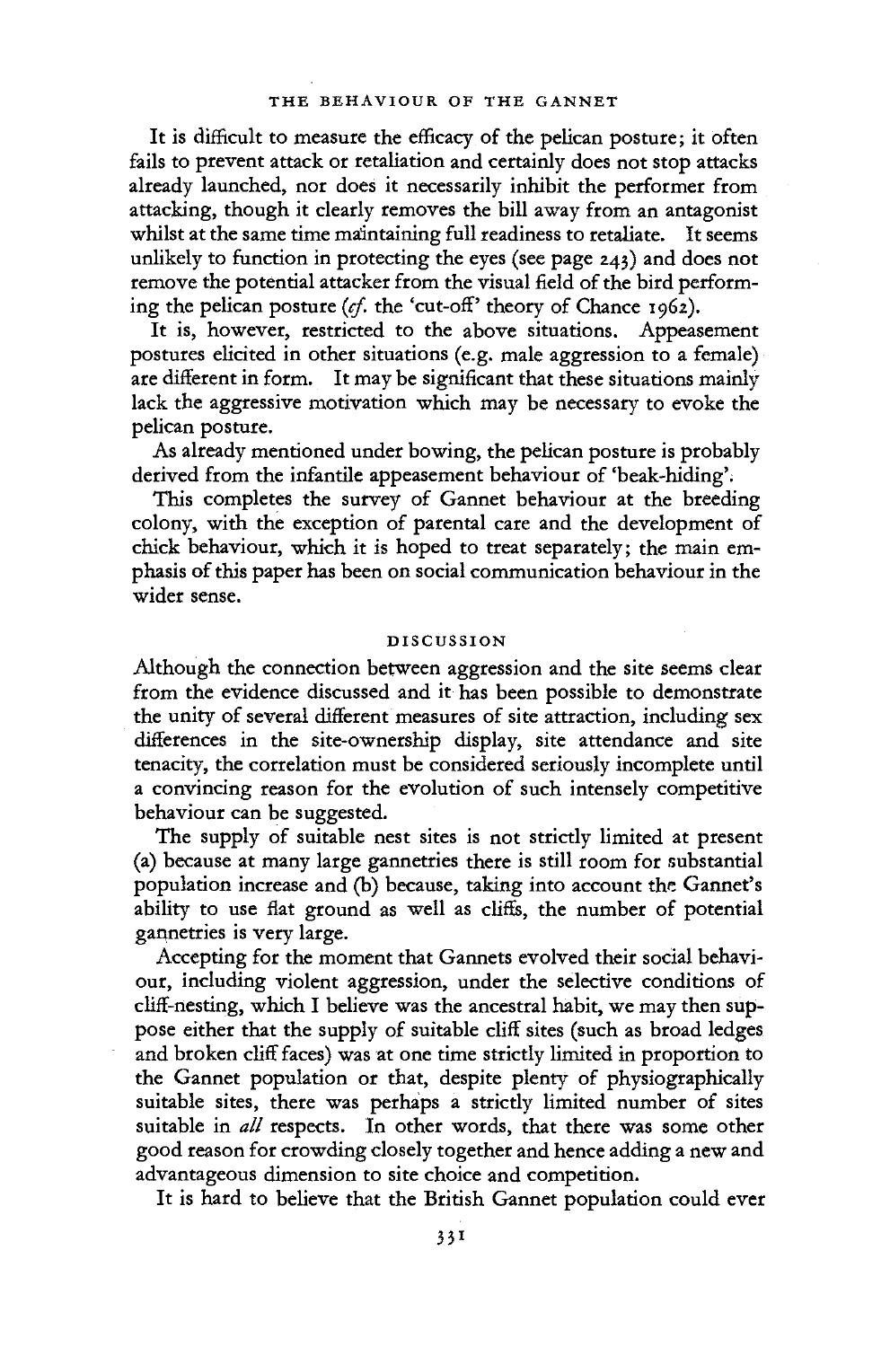It is difficult to measure the efficacy of the pelican posture; it often fails to prevent attack or retaliation and certainly does not stop attacks already launched, nor does it necessarily inhibit the performer from attacking, though it clearly removes the bill away from an antagonist whilst at the same time maintaining full readiness to retaliate. It seems unlikely to function in protecting the eyes (see page 243) and does not remove the potential attacker from the visual field of the bird performing the pelican posture (*cf.* the 'cut-off' theory of Chance 1962).

It is, however, restricted to the above situations. Appeasement postures elicited in other situations (e.g. male aggression to a female) are different in form. It may be significant that these situations mainly lack the aggressive motivation which may be necessary to evoke the pelican posture.

As already mentioned under bowing, the pelican posture is probably derived from the infantile appeasement behaviour of 'beak-hiding'.

This completes the survey of Gannet behaviour at the breeding colony, with the exception of parental care and the development of chick behaviour, which it is hoped to treat separately; the main emphasis of this paper has been on social communication behaviour in the wider sense.

## DISCUSSION

Although the connection between aggression and the site seems clear from the evidence discussed and it has been possible to demonstrate the unity of several different measures of site attraction, including sex differences in the site-ownership display, site attendance and site tenacity, the correlation must be considered seriously incomplete until a convincing reason for the evolution of such intensely competitive behaviour can be suggested.

The supply of suitable nest sites is not strictly limited at present (a) because at many large gannetries there is still room for substantial population increase and (b) because, taking into account the Gannet's ability to use flat ground as well as cliffs, the number of potential gannetries is very large.

Accepting for the moment that Gannets evolved their social behaviour, including violent aggression, under the selective conditions of cliff-nesting, which I believe was the ancestral habit, we may then suppose either that the supply of suitable cliff sites (such as broad ledges and broken cliff faces) was at one time strictly limited in proportion to the Gannet population or that, despite plenty of physiographically suitable sites, there was perhaps a strictly limited number of sites suitable in *all* respects. In other words, that there was some other good reason for crowding closely together and hence adding a new and advantageous dimension to site choice and competition.

It is hard to believe that the British Gannet population could ever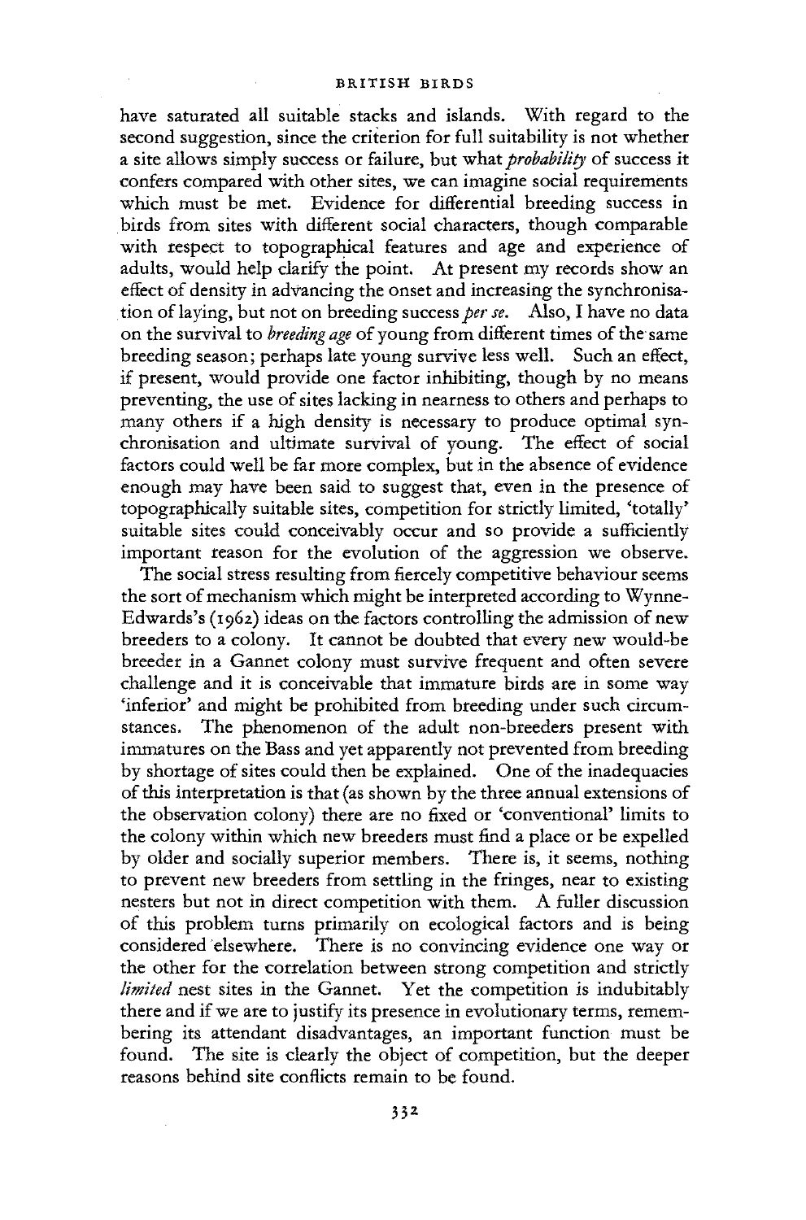have saturated all suitable stacks and islands. With regard to the second suggestion, since the criterion for full suitability is not whether a site allows simply success or failure, but what *probability* of success it confers compared with other sites, we can imagine social requirements which must be met. Evidence for differential breeding success in birds from sites with different social characters, though comparable with respect to topographical features and age and experience of adults, would help clarify the point. At present my records show an effect of density in advancing the onset and increasing the synchronisation of laying, but not on breeding success *per se*. Also, I have no data on the survival to *breeding age* of young from different times of the same breeding season; perhaps late young survive less well. Such an effect, if present, would provide one factor inhibiting, though by no means preventing, the use of sites lacking in nearness to others and perhaps to many others if a high density is necessary to produce optimal synchronisation and ultimate survival of young. The effect of social factors could well be far more complex, but in the absence of evidence enough may have been said to suggest that, even in the presence of topographically suitable sites, competition for strictly limited, 'totally' suitable sites could conceivably occur and so provide a sufficiently important reason for the evolution of the aggression we observe.

The social stress resulting from fiercely competitive behaviour seems the sort of mechanism which might be interpreted according to Wynne-Edwards's (1962) ideas on the factors controlling the admission of new breeders to a colony. It cannot be doubted that every new would-be breeder in a Gannet colony must survive frequent and often severe challenge and it is conceivable that immature birds are in some way 'inferior' and might be prohibited from breeding under such circumstances. The phenomenon of the adult non-breeders present with immatures on the Bass and yet apparently not prevented from breeding by shortage of sites could then be explained. One of the inadequacies of this interpretation is that (as shown by the three annual extensions of the observation colony) there are no fixed or 'conventional' limits to the colony within which new breeders must find a place or be expelled by older and socially superior members. There is, it seems, nothing to prevent new breeders from settling in the fringes, near to existing nesters but not in direct competition with them. A fuller discussion of this problem turns primarily on ecological factors and is being considered elsewhere. There is no convincing evidence one way or the other for the correlation between strong competition and strictly *limited* nest sites in the Gannet. Yet the competition is indubitably there and if we are to justify its presence in evolutionary terms, remembering its attendant disadvantages, an important function must be found. The site is clearly the object of competition, but the deeper reasons behind site conflicts remain to be found.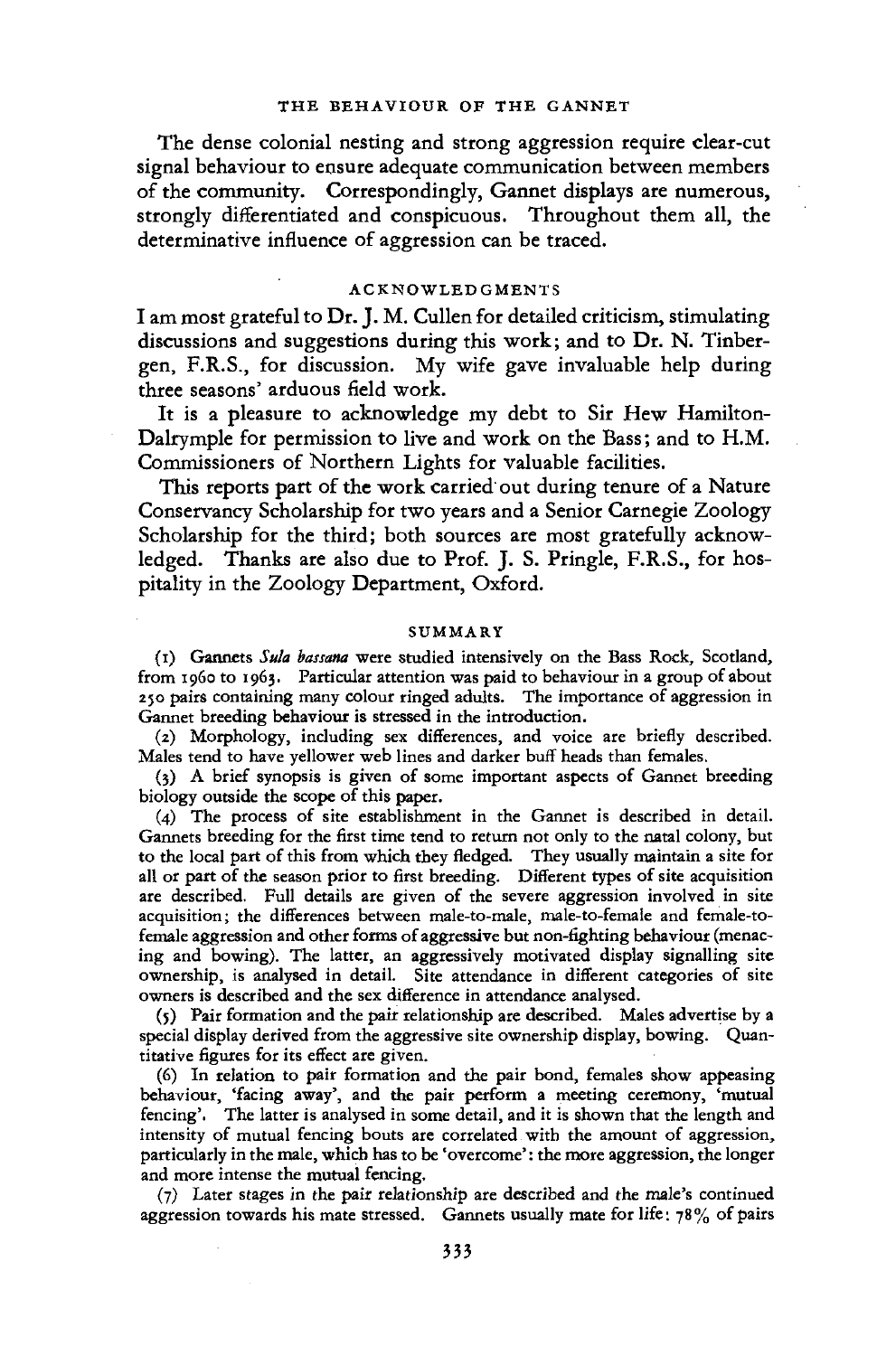The dense colonial nesting and strong aggression require clear-cut signal behaviour to ensure adequate communication between members of the community. Correspondingly, Gannet displays are numerous, strongly differentiated and conspicuous. Throughout them all, the determinative influence of aggression can be traced.

## ACKNOWLEDGMENTS

I am most grateful to Dr. J. M. Cullen for detailed criticism, stimulating discussions and suggestions during this work; and to Dr. N. Tinbergen, F.R.S., for discussion. My wife gave invaluable help during three seasons' arduous field work.

It is a pleasure to acknowledge my debt to Sir Hew Hamilton-Dalrymple for permission to live and work on the Bass; and to H.M. Commissioners of Northern Lights for valuable facilities.

This reports part of the work carried out during tenure of a Nature Conservancy Scholarship for two years and a Senior Carnegie Zoology Scholarship for the third; both sources are most gratefully acknowledged. Thanks are also due to Prof. J. S. Pringle, F.R.S., for hospitality in the Zoology Department, Oxford.

## SUMMARY

(1) Gannets *Sula bassana* were studied intensively on the Bass Rock, Scotland, from 1960 to 1963. Particular attention was paid to behaviour in a group of about 250 pairs containing many colour ringed adults. The importance of aggression in Gannet breeding behaviour is stressed in the introduction.

(2) Morphology, including sex differences, and voice are briefly described. Males tend to have yellower web lines and darker buff heads than females.

(3) A brief synopsis is given of some important aspects of Gannet breeding biology outside the scope of this paper.

(4) The process of site establishment in the Gannet is described in detail. Gannets breeding for the first time tend to return not only to the natal colony, but to the local part of this from which they fledged. They usually maintain a site for all or part of the season prior to first breeding. Different types of site acquisition are described. Full details are given of the severe aggression involved in site acquisition; the differences between male-to-male, male-to-female and female-to-female aggression and other forms of aggressive but non-fighting behaviour (menacing and bowing). The latter, an aggressively motivated display signalling site ownership, is analysed in detail. Site attendance in different categories of site owners is described and the sex difference in attendance analysed.

(5) Pair formation and the pair relationship are described. Males advertise by a special display derived from the aggressive site ownership display, bowing. Quantitative figures for its effect are given.

(6) In relation to pair formation and the pair bond, females show appeasing behaviour, 'facing away', and the pair perform a meeting ceremony, 'mutual fencing'. The latter is analysed in some detail, and it is shown that the length and intensity of mutual fencing bouts are correlated with the amount of aggression, particularly in the male, which has to be 'overcome': the more aggression, the longer and more intense the mutual fencing.

(7) Later stages in the pair relationship are described and the male's continued aggression towards his mate stressed. Gannets usually mate for life: 78% of pairs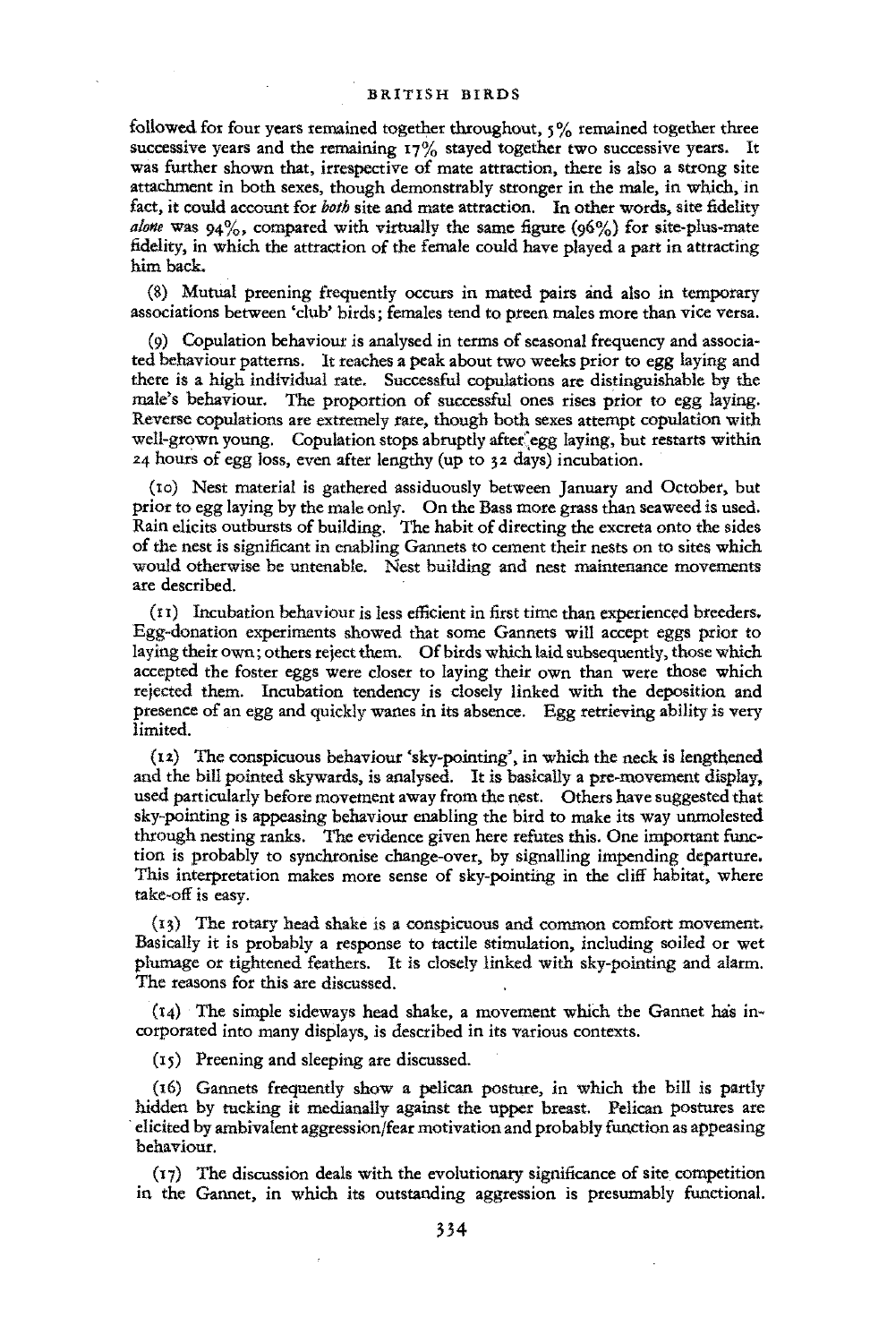followed for four years remained together throughout, 5% remained together three successive years and the remaining 17% stayed together two successive years. It was further shown that, irrespective of mate attraction, there is also a strong site attachment in both sexes, though demonstrably stronger in the male, in which, in fact, it could account for *both* site and mate attraction. In other words, site fidelity *alone* was 94%, compared with virtually the same figure (96%) for site-plus-mate fidelity, in which the attraction of the female could have played a part in attracting him back.

(8) Mutual preening frequently occurs in mated pairs and also in temporary associations between 'club' birds; females tend to preen males more than vice versa.

(9) Copulation behaviour is analysed in terms of seasonal frequency and associated behaviour patterns. It reaches a peak about two weeks prior to egg laying and there is a high individual rate. Successful copulations are distinguishable by the male's behaviour. The proportion of successful ones rises prior to egg laying. Reverse copulations are extremely rare, though both sexes attempt copulation with well-grown young. Copulation stops abruptly after egg laying, but restarts within 24 hours of egg loss, even after lengthy (up to 32 days) incubation.

(10) Nest material is gathered assiduously between January and October, but prior to egg laying by the male only. On the Bass more grass than seaweed is used. Rain elicits outbursts of building. The habit of directing the excreta onto the sides of the nest is significant in enabling Gannets to cement their nests on to sites which would otherwise be untenable. Nest building and nest maintenance movements are described.

(11) Incubation behaviour is less efficient in first time than experienced breeders. Egg-donation experiments showed that some Gannets will accept eggs prior to laying their own; others reject them. Of birds which laid subsequently, those which accepted the foster eggs were closer to laying their own than were those which rejected them. Incubation tendency is closely linked with the deposition and presence of an egg and quickly wanes in its absence. Egg retrieving ability is very limited.

(12) The conspicuous behaviour 'sky-pointing', in which the neck is lengthened and the bill pointed skywards, is analysed. It is basically a pre-movement display, used particularly before movement away from the nest. Others have suggested that sky-pointing is appeasing behaviour enabling the bird to make its way unmolested through nesting ranks. The evidence given here refutes this. One important function is probably to synchronise change-over, by signalling impending departure. This interpretation makes more sense of sky-pointing in the cliff habitat, where take-off is easy.

(13) The rotary head shake is a conspicuous and common comfort movement. Basically it is probably a response to tactile stimulation, including soiled or wet plumage or tightened feathers. It is closely linked with sky-pointing and alarm. The reasons for this are discussed.

(14) The simple sideways head shake, a movement which the Gannet has incorporated into many displays, is described in its various contexts.

(15) Preening and sleeping are discussed.

(16) Gannets frequently show a pelican posture, in which the bill is partly hidden by tucking it medianally against the upper breast. Pelican postures are elicited by ambivalent aggression/fear motivation and probably function as appeasing behaviour.

(17) The discussion deals with the evolutionary significance of site competition in the Gannet, in which its outstanding aggression is presumably functional.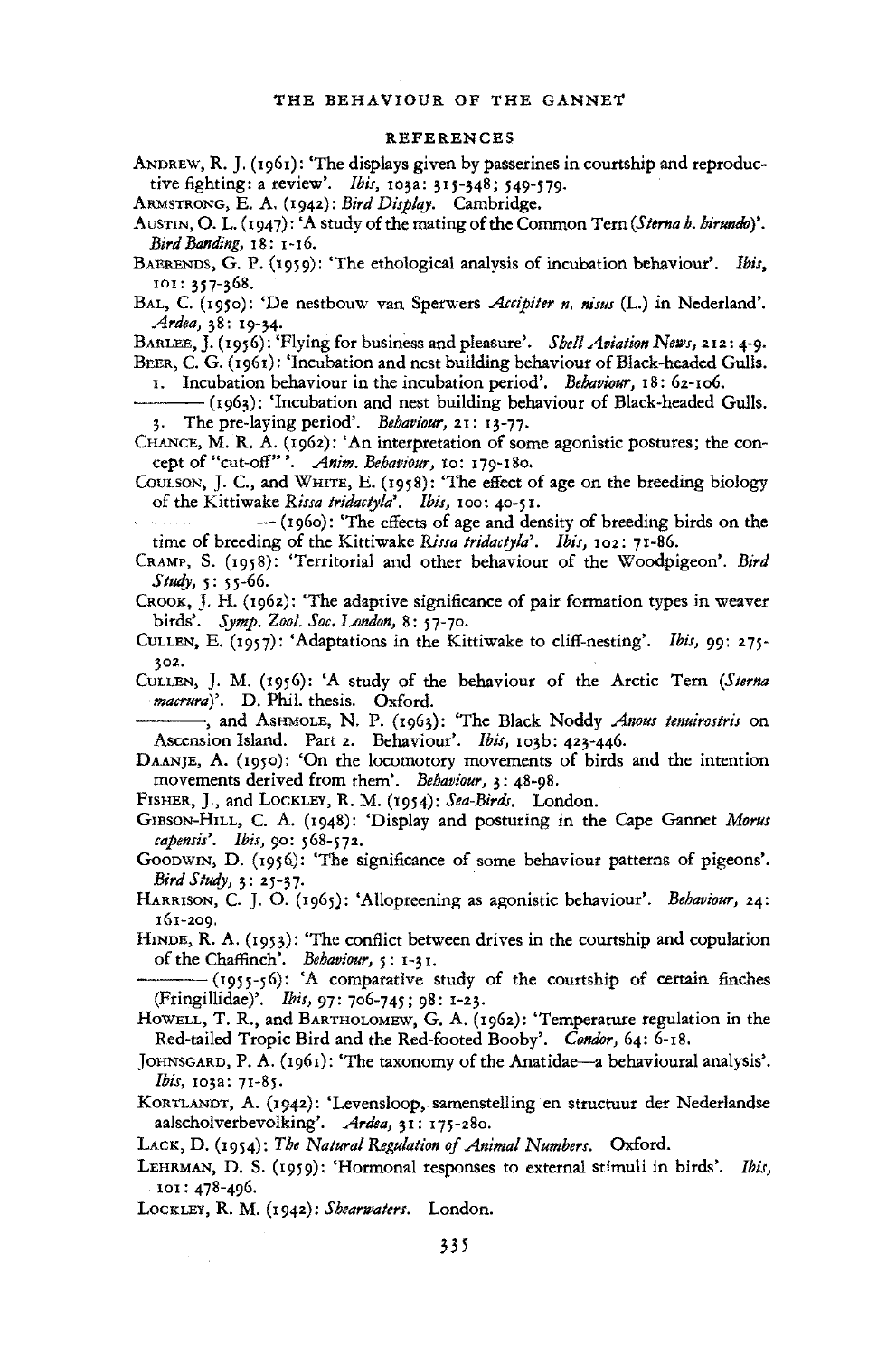## REFERENCES

ANDREW, R. J. (1961): 'The displays given by passerines in courtship and reproductive fighting: a review'. *Ibis*, 103a: 315-348; 549-579.

ARMSTRONG, E. A. (1942): *Bird Display*. Cambridge.

AUSTIN, O. L. (1947): 'A study of the mating of the Common Tern (*Sterna h. hirundo*)'. *Bird Banding*, 18: 1-16.

BAERENDS, G. P. (1959): 'The ethological analysis of incubation behaviour'. *Ibis*, 101: 357-368.

BAL, C. (1950): 'De nestbouw van Sperwers *Accipiter n. nisus* (L.) in Nederland'. *Ardea*, 38: 19-34.

BARLEE, J. (1956): 'Flying for business and pleasure'. *Shell Aviation News*, 212: 4-9.

BEER, C. G. (1961): 'Incubation and nest building behaviour of Black-headed Gulls. 1. Incubation behaviour in the incubation period'. *Behaviour*, 18: 62-106.

——— (1963): 'Incubation and nest building behaviour of Black-headed Gulls. 3. The pre-laying period'. *Behaviour*, 21: 13-77.

CHANCE, M. R. A. (1962): 'An interpretation of some agonistic postures; the concept of "cut-off"'. *Anim. Behaviour*, 10: 179-180.

COULSON, J. C., and WHITE, E. (1958): 'The effect of age on the breeding biology of the Kittiwake *Rissa tridactyla*'. *Ibis*, 100: 40-51.

——— (1960): 'The effects of age and density of breeding birds on the time of breeding of the Kittiwake *Rissa tridactyla*'. *Ibis*, 102: 71-86.

CRAMP, S. (1958): 'Territorial and other behaviour of the Woodpigeon'. *Bird Study*, 5: 55-66.

CROOK, J. H. (1962): 'The adaptive significance of pair formation types in weaver birds'. *Symp. Zool. Soc. London*, 8: 57-70.

CULLEN, E. (1957): 'Adaptations in the Kittiwake to cliff-nesting'. *Ibis*, 99: 275-302.

CULLEN, J. M. (1956): 'A study of the behaviour of the Arctic Tern (*Sterna macrura*)'. D. Phil. thesis. Oxford.

———, and ASHMOLE, N. P. (1963): 'The Black Noddy *Anous tenuirostris* on Ascension Island. Part 2. Behaviour'. *Ibis*, 103b: 423-446.

DAANJE, A. (1950): 'On the locomotory movements of birds and the intention movements derived from them'. *Behaviour*, 3: 48-98.

FISHER, J., and LOCKLEY, R. M. (1954): *Sea-Birds*. London.

GIBSON-HILL, C. A. (1948): 'Display and posturing in the Cape Gannet *Morus capensis*'. *Ibis*, 90: 568-572.

GOODWIN, D. (1956): 'The significance of some behaviour patterns of pigeons'. *Bird Study*, 3: 25-37.

HARRISON, C. J. O. (1965): 'Allopreening as agonistic behaviour'. *Behaviour*, 24: 161-209.

HINDE, R. A. (1953): 'The conflict between drives in the courtship and copulation of the Chaffinch'. *Behaviour*, 5: 1-31.

——— (1955-56): 'A comparative study of the courtship of certain finches (Fringillidae)'. *Ibis*, 97: 706-745; 98: 1-23.

HOWELL, T. R., and BARTHOLOMEW, G. A. (1962): 'Temperature regulation in the Red-tailed Tropic Bird and the Red-footed Booby'. *Condor*, 64: 6-18.

JOHNSGARD, P. A. (1961): 'The taxonomy of the Anatidae—a behavioural analysis'. *Ibis*, 103a: 71-85.

KORTLANDT, A. (1942): 'Levensloop, samenstelling en structuur der Nederlandse aalscholverbevolking'. *Ardea*, 31: 175-280.

LACK, D. (1954): *The Natural Regulation of Animal Numbers*. Oxford.

LEHRMAN, D. S. (1959): 'Hormonal responses to external stimuli in birds'. *Ibis*, 101: 478-496.

LOCKLEY, R. M. (1942): *Shearwaters*. London.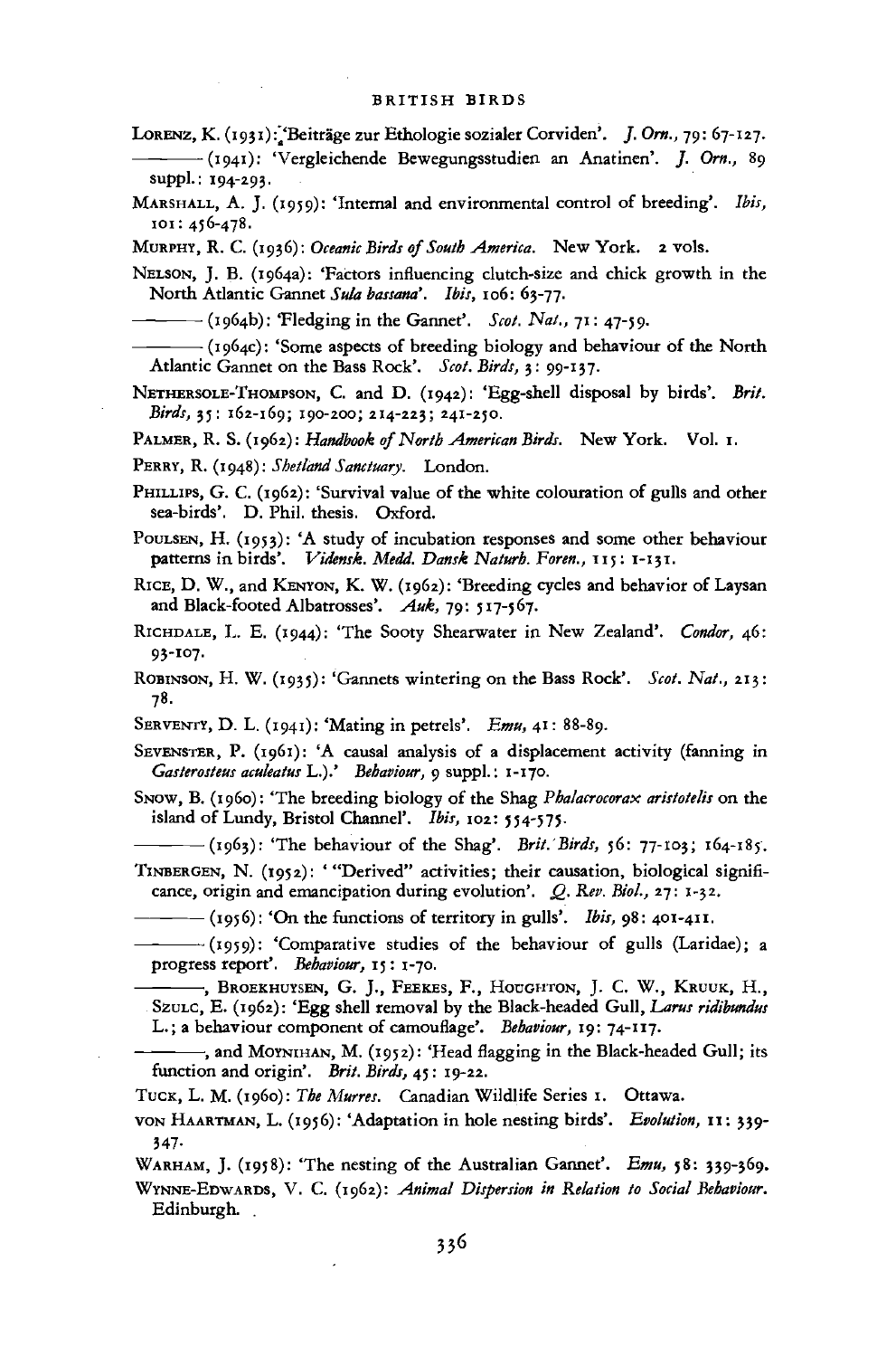LORENZ, K. (1931): 'Beiträge zur Ethologie sozialer Corviden'. *J. Orn.*, 79: 67-127.

——— (1941): 'Vergleichende Bewegungsstudien an Anatinen'. *J. Orn.*, 89 suppl.: 194-293.

MARSHALL, A. J. (1959): 'Internal and environmental control of breeding'. *Ibis*, 101: 456-478.

MURPHY, R. C. (1936): *Oceanic Birds of South America*. New York. 2 vols.

NELSON, J. B. (1964a): 'Factors influencing clutch-size and chick growth in the North Atlantic Gannet *Sula bassana*'. *Ibis*, 106: 63-77.

——— (1964b): 'Fledging in the Gannet'. *Scot. Nat.*, 71: 47-59.

——— (1964c): 'Some aspects of breeding biology and behaviour of the North Atlantic Gannet on the Bass Rock'. *Scot. Birds*, 3: 99-137.

NETHERSOLE-THOMPSON, C. and D. (1942): 'Egg-shell disposal by birds'. *Brit. Birds*, 35: 162-169; 190-200; 214-223; 241-250.

PALMER, R. S. (1962): *Handbook of North American Birds*. New York. Vol. 1.

PERRY, R. (1948): *Shetland Sanctuary*. London.

PHILLIPS, G. C. (1962): 'Survival value of the white colouration of gulls and other sea-birds'. D. Phil. thesis. Oxford.

POULSEN, H. (1953): 'A study of incubation responses and some other behaviour patterns in birds'. *Vidensk. Medd. Dansk Naturh. Foren.*, 115: 1-131.

RICE, D. W., and KENYON, K. W. (1962): 'Breeding cycles and behavior of Laysan and Black-footed Albatrosses'. *Auk*, 79: 517-567.

RICHDALE, L. E. (1944): 'The Sooty Shearwater in New Zealand'. *Condor*, 46: 93-107.

ROBINSON, H. W. (1935): 'Gannets wintering on the Bass Rock'. *Scot. Nat.*, 213: 78.

SERVENTY, D. L. (1941): 'Mating in petrels'. *Emu*, 41: 88-89.

SEVENSTER, P. (1961): 'A causal analysis of a displacement activity (fanning in *Gasterosteus aculeatus* L.).' *Behaviour*, 9 suppl.: 1-170.

SNOW, B. (1960): 'The breeding biology of the Shag *Phalacrocorax aristotelis* on the island of Lundy, Bristol Channel'. *Ibis*, 102: 554-575.

——— (1963): 'The behaviour of the Shag'. *Brit. Birds*, 56: 77-103; 164-185.

TINBERGEN, N. (1952): '"Derived" activities; their causation, biological significance, origin and emancipation during evolution'. *Q. Rev. Biol.*, 27: 1-32.

——— (1956): 'On the functions of territory in gulls'. *Ibis*, 98: 401-411.

——— (1959): 'Comparative studies of the behaviour of gulls (Laridae); a progress report'. *Behaviour*, 15: 1-70.

———, BROEKHUYSEN, G. J., FEEKES, F., HOUGHTON, J. C. W., KRUUK, H., SZULC, E. (1962): 'Egg shell removal by the Black-headed Gull, *Larus ridibundus* L.; a behaviour component of camouflage'. *Behaviour*, 19: 74-117.

———, and MOYNIHAN, M. (1952): 'Head flagging in the Black-headed Gull; its function and origin'. *Brit. Birds*, 45: 19-22.

TUCK, L. M. (1960): *The Murres*. Canadian Wildlife Series 1. Ottawa.

VON HAARTMAN, L. (1956): 'Adaptation in hole nesting birds'. *Evolution*, 11: 339-347.

WARHAM, J. (1958): 'The nesting of the Australian Gannet'. *Emu*, 58: 339-369.

WYNNE-EDWARDS, V. C. (1962): *Animal Dispersion in Relation to Social Behaviour*. Edinburgh.